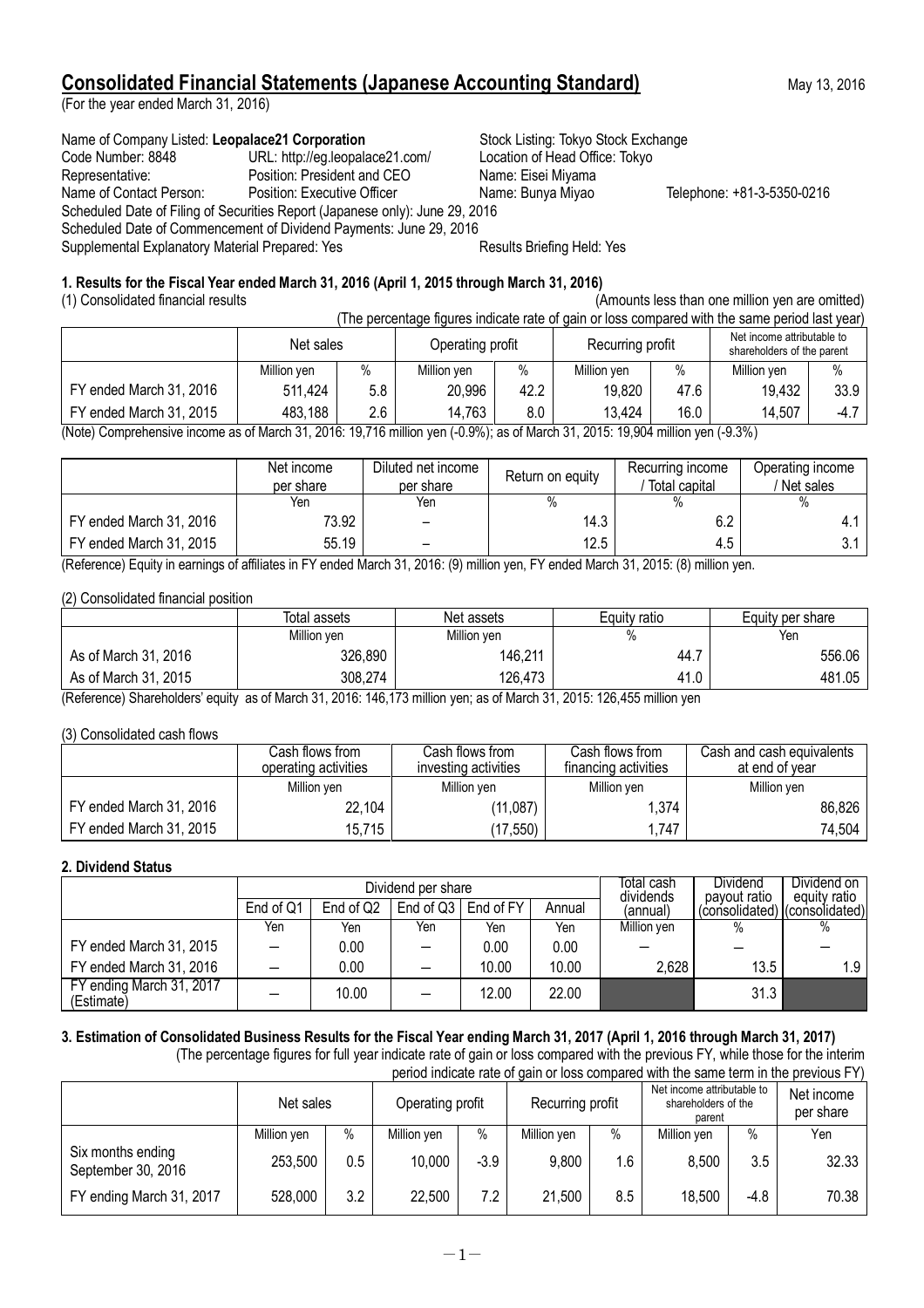# Consolidated Financial Statements (Japanese Accounting Standard)

May 13, 2016

(For the year ended March 31, 2016)

Name of Company Listed: **Leopalace21 Corporation** Stock Listing: Tokyo Stock Exchange
Code Number: 8848 URL: http://eg.leopalace21.com/ Location of Head Office: Tokyo
Representative: Position: President and CEO Name: Eisei Miyama
Name of Contact Person: Position: Executive Officer Name: Bunya Miyao Telephone: +81-3-5350-0216
Scheduled Date of Filing of Securities Report (Japanese only): June 29, 2016
Scheduled Date of Commencement of Dividend Payments: June 29, 2016
Supplemental Explanatory Material Prepared: Yes Results Briefing Held: Yes

### 1. Results for the Fiscal Year ended March 31, 2016 (April 1, 2015 through March 31, 2016)

(1) Consolidated financial results (Amounts less than one million yen are omitted)

(The percentage figures indicate rate of gain or loss compared with the same period last year)

| | Net sales | | Operating profit | | Recurring profit | | Net income attributable to shareholders of the parent | |
|---|---|---|---|---|---|---|---|---|
| | Million yen | % | Million yen | % | Million yen | % | Million yen | % |
| FY ended March 31, 2016 | 511,424 | 5.8 | 20,996 | 42.2 | 19,820 | 47.6 | 19,432 | 33.9 |
| FY ended March 31, 2015 | 483,188 | 2.6 | 14,763 | 8.0 | 13,424 | 16.0 | 14,507 | -4.7 |

(Note) Comprehensive income as of March 31, 2016: 19,716 million yen (-0.9%); as of March 31, 2015: 19,904 million yen (-9.3%)

| | Net income per share | Diluted net income per share | Return on equity | Recurring income / Total capital | Operating income / Net sales |
|---|---|---|---|---|---|
| | Yen | Yen | % | % | % |
| FY ended March 31, 2016 | 73.92 | – | 14.3 | 6.2 | 4.1 |
| FY ended March 31, 2015 | 55.19 | – | 12.5 | 4.5 | 3.1 |

(Reference) Equity in earnings of affiliates in FY ended March 31, 2016: (9) million yen, FY ended March 31, 2015: (8) million yen.

(2) Consolidated financial position

| | Total assets | Net assets | Equity ratio | Equity per share |
|---|---|---|---|---|
| | Million yen | Million yen | % | Yen |
| As of March 31, 2016 | 326,890 | 146,211 | 44.7 | 556.06 |
| As of March 31, 2015 | 308,274 | 126,473 | 41.0 | 481.05 |

(Reference) Shareholders' equity as of March 31, 2016: 146,173 million yen; as of March 31, 2015: 126,455 million yen

(3) Consolidated cash flows

| | Cash flows from operating activities | Cash flows from investing activities | Cash flows from financing activities | Cash and cash equivalents at end of year |
|---|---|---|---|---|
| | Million yen | Million yen | Million yen | Million yen |
| FY ended March 31, 2016 | 22,104 | (11,087) | 1,374 | 86,826 |
| FY ended March 31, 2015 | 15,715 | (17,550) | 1,747 | 74,504 |

### 2. Dividend Status

| | Dividend per share | | | | | Total cash dividends (annual) | Dividend payout ratio (consolidated) | Dividend on equity ratio (consolidated) |
|---|---|---|---|---|---|---|---|---|
| | End of Q1 | End of Q2 | End of Q3 | End of FY | Annual | | | |
| | Yen | Yen | Yen | Yen | Yen | Million yen | % | % |
| FY ended March 31, 2015 | – | 0.00 | – | 0.00 | 0.00 | – | – | – |
| FY ended March 31, 2016 | – | 0.00 | – | 10.00 | 10.00 | 2,628 | 13.5 | 1.9 |
| FY ending March 31, 2017 (Estimate) | – | 10.00 | – | 12.00 | 22.00 | | 31.3 | |

### 3. Estimation of Consolidated Business Results for the Fiscal Year ending March 31, 2017 (April 1, 2016 through March 31, 2017)

(The percentage figures for full year indicate rate of gain or loss compared with the previous FY, while those for the interim period indicate rate of gain or loss compared with the same term in the previous FY)

| | Net sales | | Operating profit | | Recurring profit | | Net income attributable to shareholders of the parent | | Net income per share |
|---|---|---|---|---|---|---|---|---|---|
| | Million yen | % | Million yen | % | Million yen | % | Million yen | % | Yen |
| Six months ending September 30, 2016 | 253,500 | 0.5 | 10,000 | -3.9 | 9,800 | 1.6 | 8,500 | 3.5 | 32.33 |
| FY ending March 31, 2017 | 528,000 | 3.2 | 22,500 | 7.2 | 21,500 | 8.5 | 18,500 | -4.8 | 70.38 |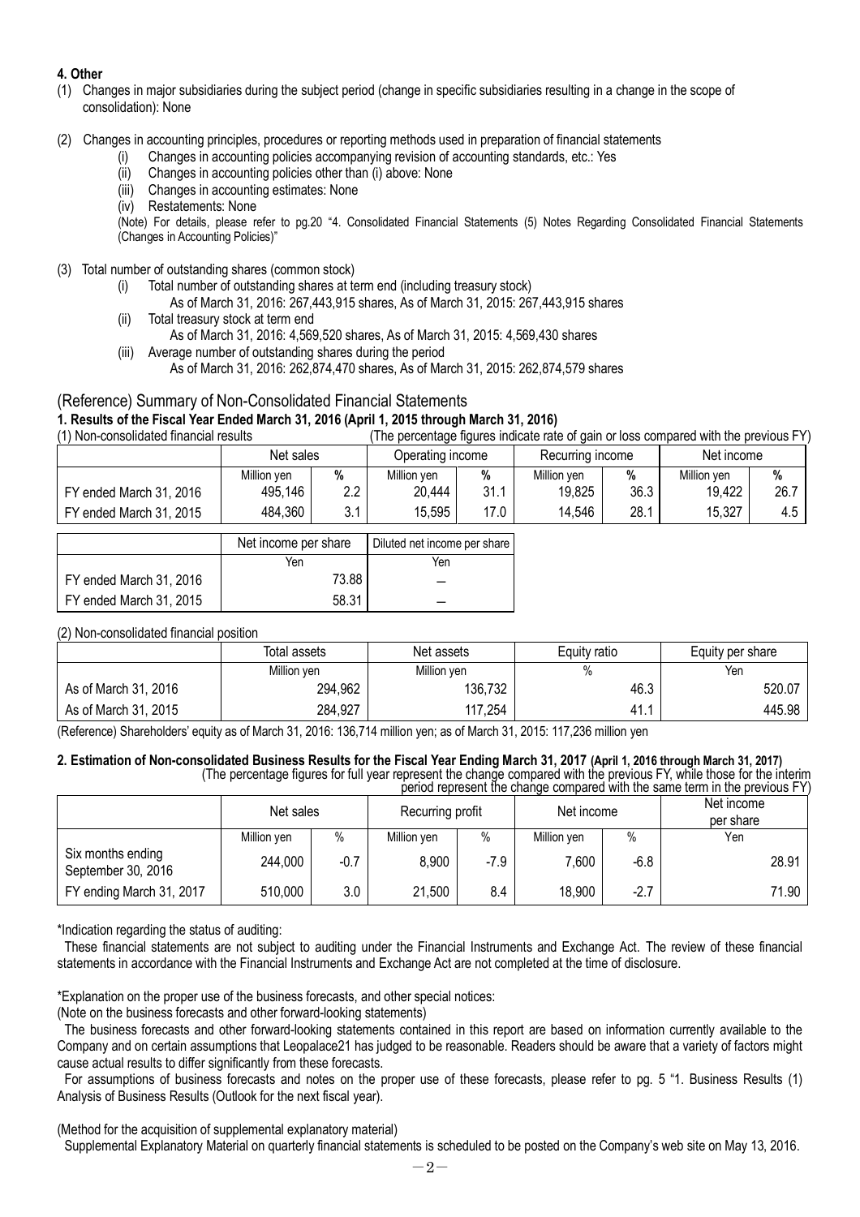**4. Other**

(1) Changes in major subsidiaries during the subject period (change in specific subsidiaries resulting in a change in the scope of consolidation): None

(2) Changes in accounting principles, procedures or reporting methods used in preparation of financial statements
   (i) Changes in accounting policies accompanying revision of accounting standards, etc.: Yes
   (ii) Changes in accounting policies other than (i) above: None
   (iii) Changes in accounting estimates: None
   (iv) Restatements: None

   (Note) For details, please refer to pg.20 "4. Consolidated Financial Statements (5) Notes Regarding Consolidated Financial Statements (Changes in Accounting Policies)"

(3) Total number of outstanding shares (common stock)
   (i) Total number of outstanding shares at term end (including treasury stock)
      As of March 31, 2016: 267,443,915 shares, As of March 31, 2015: 267,443,915 shares
   (ii) Total treasury stock at term end
      As of March 31, 2016: 4,569,520 shares, As of March 31, 2015: 4,569,430 shares
   (iii) Average number of outstanding shares during the period
      As of March 31, 2016: 262,874,470 shares, As of March 31, 2015: 262,874,579 shares

## (Reference) Summary of Non-Consolidated Financial Statements

**1. Results of the Fiscal Year Ended March 31, 2016 (April 1, 2015 through March 31, 2016)**

(1) Non-consolidated financial results (The percentage figures indicate rate of gain or loss compared with the previous FY)

| | Net sales | | Operating income | | Recurring income | | Net income | |
|---|---|---|---|---|---|---|---|---|
| | Million yen | % | Million yen | % | Million yen | % | Million yen | % |
| FY ended March 31, 2016 | 495,146 | 2.2 | 20,444 | 31.1 | 19,825 | 36.3 | 19,422 | 26.7 |
| FY ended March 31, 2015 | 484,360 | 3.1 | 15,595 | 17.0 | 14,546 | 28.1 | 15,327 | 4.5 |

| | Net income per share | Diluted net income per share |
|---|---|---|
| | Yen | Yen |
| FY ended March 31, 2016 | 73.88 | – |
| FY ended March 31, 2015 | 58.31 | – |

(2) Non-consolidated financial position

| | Total assets | Net assets | Equity ratio | Equity per share |
|---|---|---|---|---|
| | Million yen | Million yen | % | Yen |
| As of March 31, 2016 | 294,962 | 136,732 | 46.3 | 520.07 |
| As of March 31, 2015 | 284,927 | 117,254 | 41.1 | 445.98 |

(Reference) Shareholders' equity as of March 31, 2016: 136,714 million yen; as of March 31, 2015: 117,236 million yen

**2. Estimation of Non-consolidated Business Results for the Fiscal Year Ending March 31, 2017 (April 1, 2016 through March 31, 2017)**

(The percentage figures for full year represent the change compared with the previous FY, while those for the interim period represent the change compared with the same term in the previous FY)

| | Net sales | | Recurring profit | | Net income | | Net income per share |
|---|---|---|---|---|---|---|---|
| | Million yen | % | Million yen | % | Million yen | % | Yen |
| Six months ending September 30, 2016 | 244,000 | -0.7 | 8,900 | -7.9 | 7,600 | -6.8 | 28.91 |
| FY ending March 31, 2017 | 510,000 | 3.0 | 21,500 | 8.4 | 18,900 | -2.7 | 71.90 |

*Indication regarding the status of auditing:

These financial statements are not subject to auditing under the Financial Instruments and Exchange Act. The review of these financial statements in accordance with the Financial Instruments and Exchange Act are not completed at the time of disclosure.

*Explanation on the proper use of the business forecasts, and other special notices:

(Note on the business forecasts and other forward-looking statements)

The business forecasts and other forward-looking statements contained in this report are based on information currently available to the Company and on certain assumptions that Leopalace21 has judged to be reasonable. Readers should be aware that a variety of factors might cause actual results to differ significantly from these forecasts.

For assumptions of business forecasts and notes on the proper use of these forecasts, please refer to pg. 5 "1. Business Results (1) Analysis of Business Results (Outlook for the next fiscal year).

(Method for the acquisition of supplemental explanatory material)

Supplemental Explanatory Material on quarterly financial statements is scheduled to be posted on the Company's web site on May 13, 2016.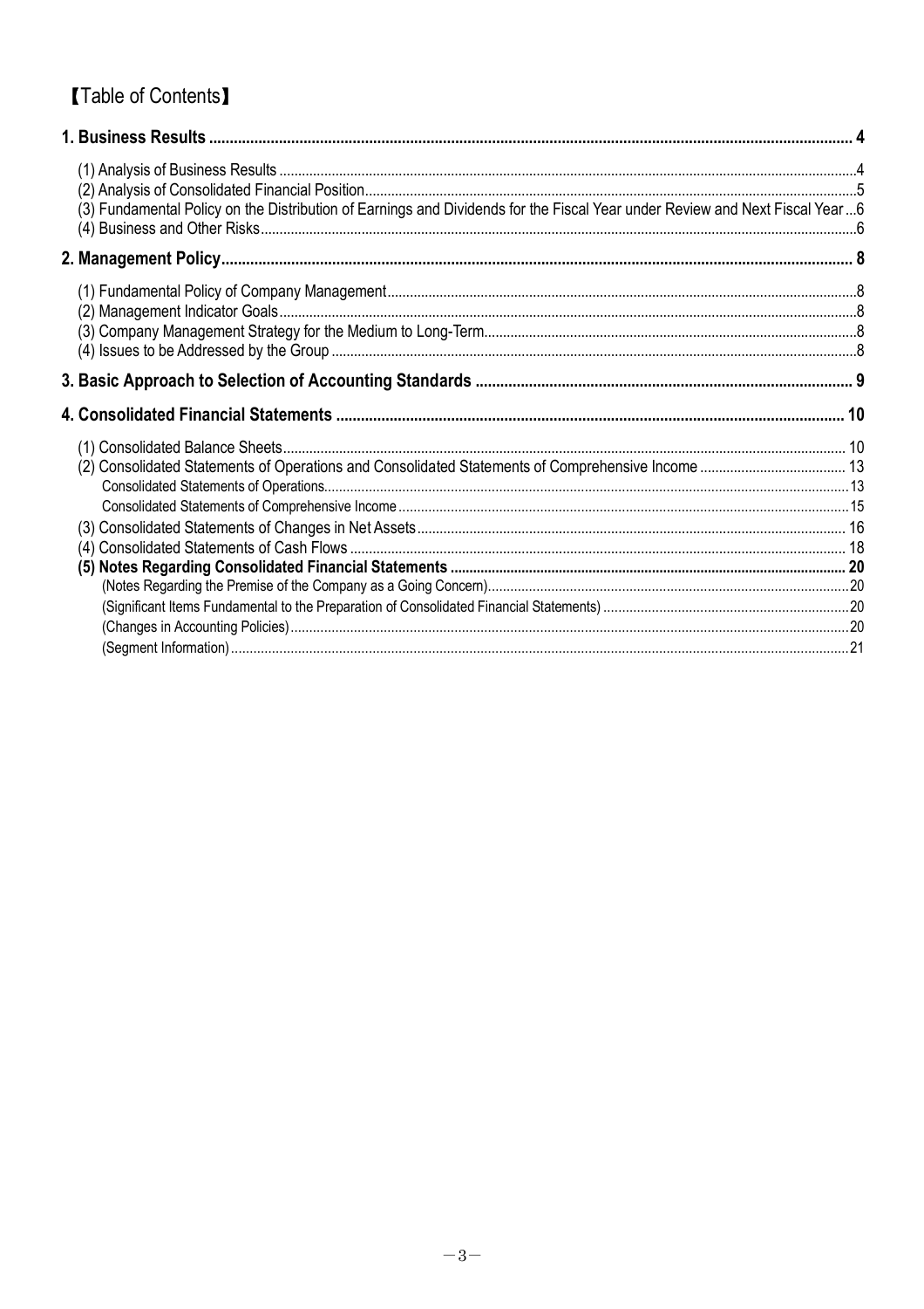# 【Table of Contents】

| | |
|---|---|
| **1. Business Results** | **4** |
| (1) Analysis of Business Results | 4 |
| (2) Analysis of Consolidated Financial Position | 5 |
| (3) Fundamental Policy on the Distribution of Earnings and Dividends for the Fiscal Year under Review and Next Fiscal Year | 6 |
| (4) Business and Other Risks | 6 |
| **2. Management Policy** | **8** |
| (1) Fundamental Policy of Company Management | 8 |
| (2) Management Indicator Goals | 8 |
| (3) Company Management Strategy for the Medium to Long-Term | 8 |
| (4) Issues to be Addressed by the Group | 8 |
| **3. Basic Approach to Selection of Accounting Standards** | **9** |
| **4. Consolidated Financial Statements** | **10** |
| (1) Consolidated Balance Sheets | 10 |
| (2) Consolidated Statements of Operations and Consolidated Statements of Comprehensive Income | 13 |
| Consolidated Statements of Operations | 13 |
| Consolidated Statements of Comprehensive Income | 15 |
| (3) Consolidated Statements of Changes in Net Assets | 16 |
| (4) Consolidated Statements of Cash Flows | 18 |
| **(5) Notes Regarding Consolidated Financial Statements** | **20** |
| (Notes Regarding the Premise of the Company as a Going Concern) | 20 |
| (Significant Items Fundamental to the Preparation of Consolidated Financial Statements) | 20 |
| (Changes in Accounting Policies) | 20 |
| (Segment Information) | 21 |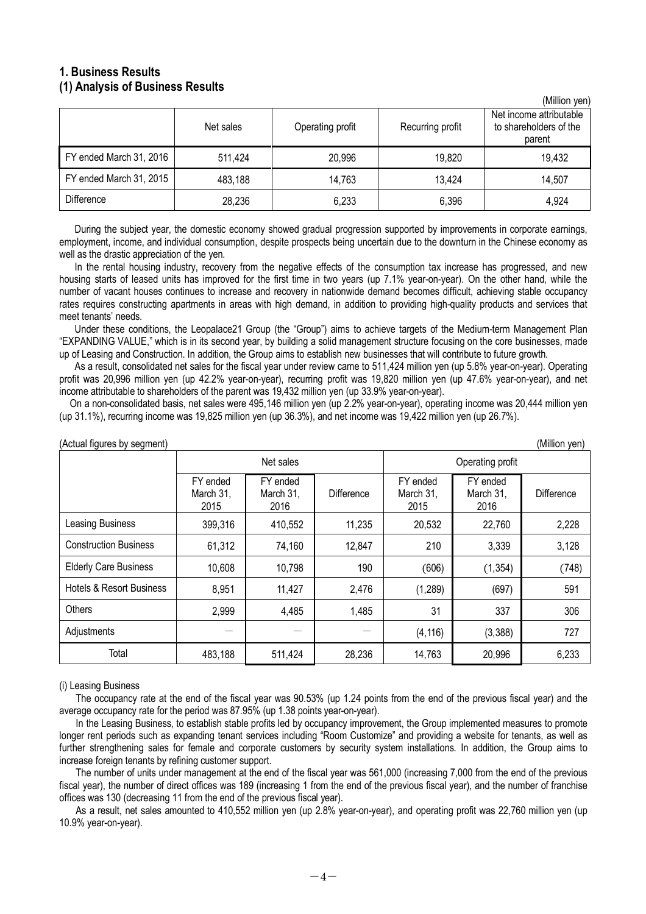## 1. Business Results

### (1) Analysis of Business Results

(Million yen)

| | Net sales | Operating profit | Recurring profit | Net income attributable to shareholders of the parent |
|---|---|---|---|---|
| FY ended March 31, 2016 | 511,424 | 20,996 | 19,820 | 19,432 |
| FY ended March 31, 2015 | 483,188 | 14,763 | 13,424 | 14,507 |
| Difference | 28,236 | 6,233 | 6,396 | 4,924 |

During the subject year, the domestic economy showed gradual progression supported by improvements in corporate earnings, employment, income, and individual consumption, despite prospects being uncertain due to the downturn in the Chinese economy as well as the drastic appreciation of the yen.

In the rental housing industry, recovery from the negative effects of the consumption tax increase has progressed, and new housing starts of leased units has improved for the first time in two years (up 7.1% year-on-year). On the other hand, while the number of vacant houses continues to increase and recovery in nationwide demand becomes difficult, achieving stable occupancy rates requires constructing apartments in areas with high demand, in addition to providing high-quality products and services that meet tenants' needs.

Under these conditions, the Leopalace21 Group (the "Group") aims to achieve targets of the Medium-term Management Plan "EXPANDING VALUE," which is in its second year, by building a solid management structure focusing on the core businesses, made up of Leasing and Construction. In addition, the Group aims to establish new businesses that will contribute to future growth.

As a result, consolidated net sales for the fiscal year under review came to 511,424 million yen (up 5.8% year-on-year). Operating profit was 20,996 million yen (up 42.2% year-on-year), recurring profit was 19,820 million yen (up 47.6% year-on-year), and net income attributable to shareholders of the parent was 19,432 million yen (up 33.9% year-on-year).

On a non-consolidated basis, net sales were 495,146 million yen (up 2.2% year-on-year), operating income was 20,444 million yen (up 31.1%), recurring income was 19,825 million yen (up 36.3%), and net income was 19,422 million yen (up 26.7%).

(Actual figures by segment) (Million yen)

| | Net sales | | | Operating profit | | |
|---|---|---|---|---|---|---|
| | FY ended March 31, 2015 | FY ended March 31, 2016 | Difference | FY ended March 31, 2015 | FY ended March 31, 2016 | Difference |
| Leasing Business | 399,316 | 410,552 | 11,235 | 20,532 | 22,760 | 2,228 |
| Construction Business | 61,312 | 74,160 | 12,847 | 210 | 3,339 | 3,128 |
| Elderly Care Business | 10,608 | 10,798 | 190 | (606) | (1,354) | (748) |
| Hotels & Resort Business | 8,951 | 11,427 | 2,476 | (1,289) | (697) | 591 |
| Others | 2,999 | 4,485 | 1,485 | 31 | 337 | 306 |
| Adjustments | — | — | — | (4,116) | (3,388) | 727 |
| Total | 483,188 | 511,424 | 28,236 | 14,763 | 20,996 | 6,233 |

(i) Leasing Business

The occupancy rate at the end of the fiscal year was 90.53% (up 1.24 points from the end of the previous fiscal year) and the average occupancy rate for the period was 87.95% (up 1.38 points year-on-year).

In the Leasing Business, to establish stable profits led by occupancy improvement, the Group implemented measures to promote longer rent periods such as expanding tenant services including "Room Customize" and providing a website for tenants, as well as further strengthening sales for female and corporate customers by security system installations. In addition, the Group aims to increase foreign tenants by refining customer support.

The number of units under management at the end of the fiscal year was 561,000 (increasing 7,000 from the end of the previous fiscal year), the number of direct offices was 189 (increasing 1 from the end of the previous fiscal year), and the number of franchise offices was 130 (decreasing 11 from the end of the previous fiscal year).

As a result, net sales amounted to 410,552 million yen (up 2.8% year-on-year), and operating profit was 22,760 million yen (up 10.9% year-on-year).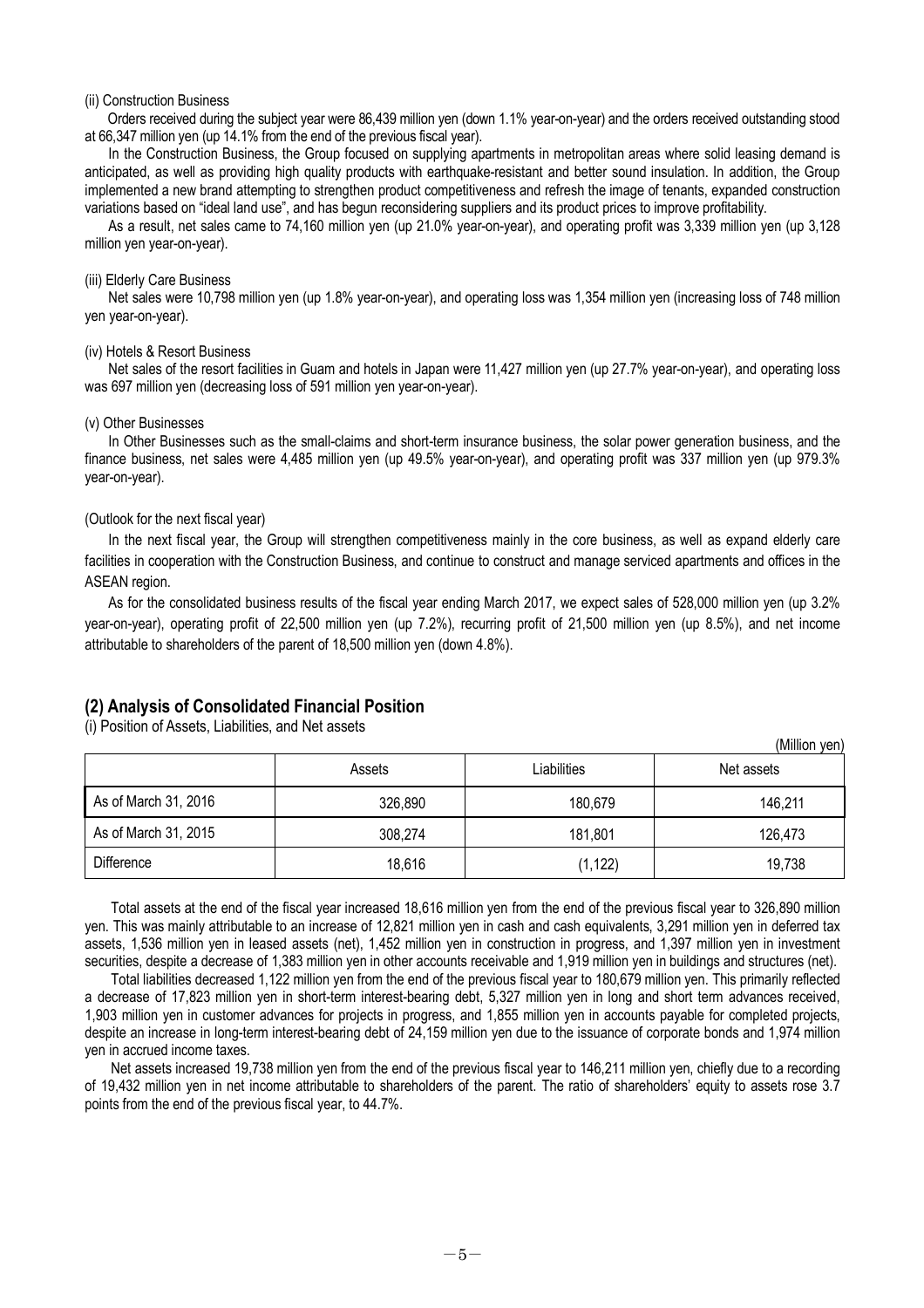(ii) Construction Business

Orders received during the subject year were 86,439 million yen (down 1.1% year-on-year) and the orders received outstanding stood at 66,347 million yen (up 14.1% from the end of the previous fiscal year).

In the Construction Business, the Group focused on supplying apartments in metropolitan areas where solid leasing demand is anticipated, as well as providing high quality products with earthquake-resistant and better sound insulation. In addition, the Group implemented a new brand attempting to strengthen product competitiveness and refresh the image of tenants, expanded construction variations based on "ideal land use", and has begun reconsidering suppliers and its product prices to improve profitability.

As a result, net sales came to 74,160 million yen (up 21.0% year-on-year), and operating profit was 3,339 million yen (up 3,128 million yen year-on-year).

(iii) Elderly Care Business

Net sales were 10,798 million yen (up 1.8% year-on-year), and operating loss was 1,354 million yen (increasing loss of 748 million yen year-on-year).

(iv) Hotels & Resort Business

Net sales of the resort facilities in Guam and hotels in Japan were 11,427 million yen (up 27.7% year-on-year), and operating loss was 697 million yen (decreasing loss of 591 million yen year-on-year).

(v) Other Businesses

In Other Businesses such as the small-claims and short-term insurance business, the solar power generation business, and the finance business, net sales were 4,485 million yen (up 49.5% year-on-year), and operating profit was 337 million yen (up 979.3% year-on-year).

(Outlook for the next fiscal year)

In the next fiscal year, the Group will strengthen competitiveness mainly in the core business, as well as expand elderly care facilities in cooperation with the Construction Business, and continue to construct and manage serviced apartments and offices in the ASEAN region.

As for the consolidated business results of the fiscal year ending March 2017, we expect sales of 528,000 million yen (up 3.2% year-on-year), operating profit of 22,500 million yen (up 7.2%), recurring profit of 21,500 million yen (up 8.5%), and net income attributable to shareholders of the parent of 18,500 million yen (down 4.8%).

## (2) Analysis of Consolidated Financial Position

(i) Position of Assets, Liabilities, and Net assets

(Million yen)

| | Assets | Liabilities | Net assets |
|---|---|---|---|
| As of March 31, 2016 | 326,890 | 180,679 | 146,211 |
| As of March 31, 2015 | 308,274 | 181,801 | 126,473 |
| Difference | 18,616 | (1,122) | 19,738 |

Total assets at the end of the fiscal year increased 18,616 million yen from the end of the previous fiscal year to 326,890 million yen. This was mainly attributable to an increase of 12,821 million yen in cash and cash equivalents, 3,291 million yen in deferred tax assets, 1,536 million yen in leased assets (net), 1,452 million yen in construction in progress, and 1,397 million yen in investment securities, despite a decrease of 1,383 million yen in other accounts receivable and 1,919 million yen in buildings and structures (net).

Total liabilities decreased 1,122 million yen from the end of the previous fiscal year to 180,679 million yen. This primarily reflected a decrease of 17,823 million yen in short-term interest-bearing debt, 5,327 million yen in long and short term advances received, 1,903 million yen in customer advances for projects in progress, and 1,855 million yen in accounts payable for completed projects, despite an increase in long-term interest-bearing debt of 24,159 million yen due to the issuance of corporate bonds and 1,974 million yen in accrued income taxes.

Net assets increased 19,738 million yen from the end of the previous fiscal year to 146,211 million yen, chiefly due to a recording of 19,432 million yen in net income attributable to shareholders of the parent. The ratio of shareholders' equity to assets rose 3.7 points from the end of the previous fiscal year, to 44.7%.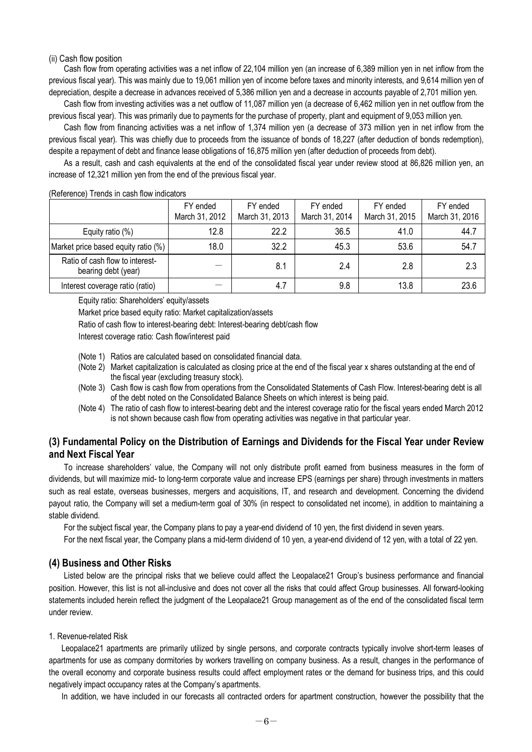(ii) Cash flow position

Cash flow from operating activities was a net inflow of 22,104 million yen (an increase of 6,389 million yen in net inflow from the previous fiscal year). This was mainly due to 19,061 million yen of income before taxes and minority interests, and 9,614 million yen of depreciation, despite a decrease in advances received of 5,386 million yen and a decrease in accounts payable of 2,701 million yen.

Cash flow from investing activities was a net outflow of 11,087 million yen (a decrease of 6,462 million yen in net outflow from the previous fiscal year). This was primarily due to payments for the purchase of property, plant and equipment of 9,053 million yen.

Cash flow from financing activities was a net inflow of 1,374 million yen (a decrease of 373 million yen in net inflow from the previous fiscal year). This was chiefly due to proceeds from the issuance of bonds of 18,227 (after deduction of bonds redemption), despite a repayment of debt and finance lease obligations of 16,875 million yen (after deduction of proceeds from debt).

As a result, cash and cash equivalents at the end of the consolidated fiscal year under review stood at 86,826 million yen, an increase of 12,321 million yen from the end of the previous fiscal year.

(Reference) Trends in cash flow indicators

| | FY ended March 31, 2012 | FY ended March 31, 2013 | FY ended March 31, 2014 | FY ended March 31, 2015 | FY ended March 31, 2016 |
|---|---|---|---|---|---|
| Equity ratio (%) | 12.8 | 22.2 | 36.5 | 41.0 | 44.7 |
| Market price based equity ratio (%) | 18.0 | 32.2 | 45.3 | 53.6 | 54.7 |
| Ratio of cash flow to interest-bearing debt (year) | ― | 8.1 | 2.4 | 2.8 | 2.3 |
| Interest coverage ratio (ratio) | ― | 4.7 | 9.8 | 13.8 | 23.6 |

Equity ratio: Shareholders' equity/assets

Market price based equity ratio: Market capitalization/assets

Ratio of cash flow to interest-bearing debt: Interest-bearing debt/cash flow

Interest coverage ratio: Cash flow/interest paid

(Note 1) Ratios are calculated based on consolidated financial data.

(Note 2) Market capitalization is calculated as closing price at the end of the fiscal year x shares outstanding at the end of the fiscal year (excluding treasury stock).

(Note 3) Cash flow is cash flow from operations from the Consolidated Statements of Cash Flow. Interest-bearing debt is all of the debt noted on the Consolidated Balance Sheets on which interest is being paid.

(Note 4) The ratio of cash flow to interest-bearing debt and the interest coverage ratio for the fiscal years ended March 2012 is not shown because cash flow from operating activities was negative in that particular year.

## (3) Fundamental Policy on the Distribution of Earnings and Dividends for the Fiscal Year under Review and Next Fiscal Year

To increase shareholders' value, the Company will not only distribute profit earned from business measures in the form of dividends, but will maximize mid- to long-term corporate value and increase EPS (earnings per share) through investments in matters such as real estate, overseas businesses, mergers and acquisitions, IT, and research and development. Concerning the dividend payout ratio, the Company will set a medium-term goal of 30% (in respect to consolidated net income), in addition to maintaining a stable dividend.

For the subject fiscal year, the Company plans to pay a year-end dividend of 10 yen, the first dividend in seven years.

For the next fiscal year, the Company plans a mid-term dividend of 10 yen, a year-end dividend of 12 yen, with a total of 22 yen.

## (4) Business and Other Risks

Listed below are the principal risks that we believe could affect the Leopalace21 Group's business performance and financial position. However, this list is not all-inclusive and does not cover all the risks that could affect Group businesses. All forward-looking statements included herein reflect the judgment of the Leopalace21 Group management as of the end of the consolidated fiscal term under review.

1. Revenue-related Risk

Leopalace21 apartments are primarily utilized by single persons, and corporate contracts typically involve short-term leases of apartments for use as company dormitories by workers travelling on company business. As a result, changes in the performance of the overall economy and corporate business results could affect employment rates or the demand for business trips, and this could negatively impact occupancy rates at the Company's apartments.

In addition, we have included in our forecasts all contracted orders for apartment construction, however the possibility that the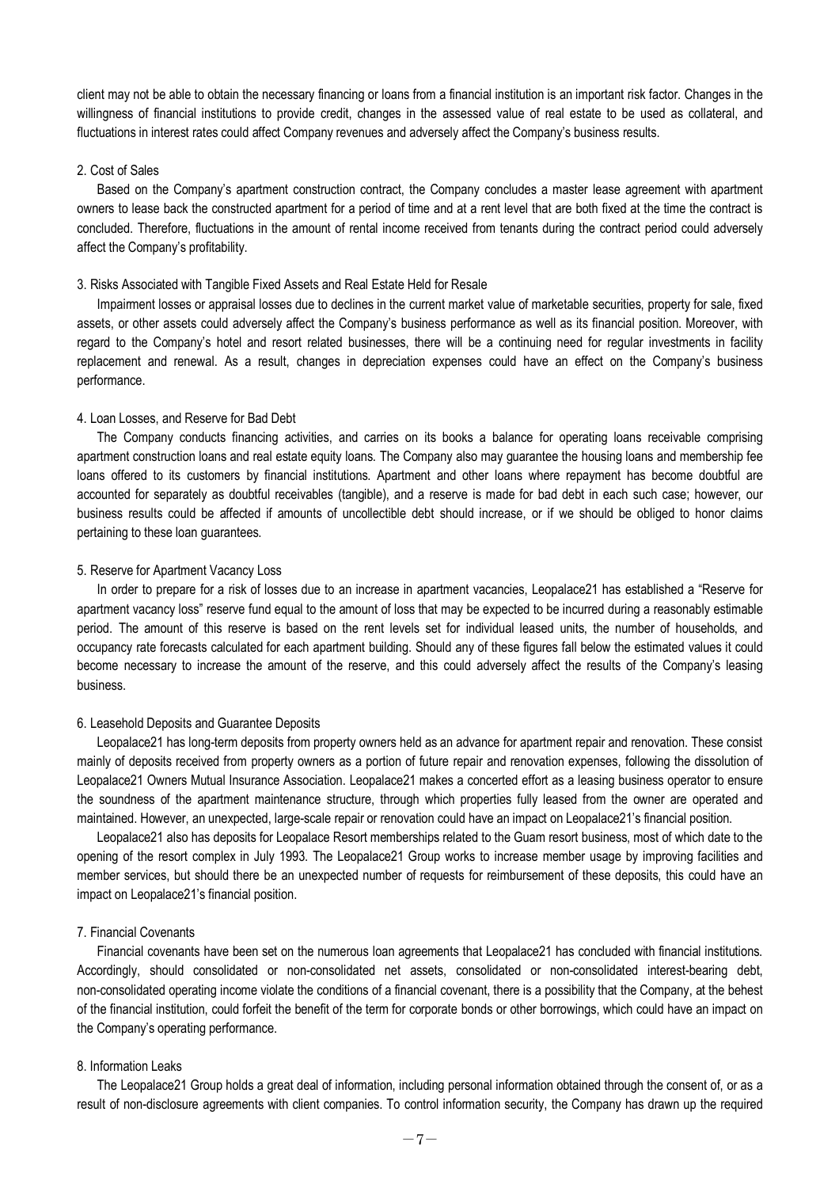client may not be able to obtain the necessary financing or loans from a financial institution is an important risk factor. Changes in the willingness of financial institutions to provide credit, changes in the assessed value of real estate to be used as collateral, and fluctuations in interest rates could affect Company revenues and adversely affect the Company's business results.

### 2. Cost of Sales

Based on the Company's apartment construction contract, the Company concludes a master lease agreement with apartment owners to lease back the constructed apartment for a period of time and at a rent level that are both fixed at the time the contract is concluded. Therefore, fluctuations in the amount of rental income received from tenants during the contract period could adversely affect the Company's profitability.

### 3. Risks Associated with Tangible Fixed Assets and Real Estate Held for Resale

Impairment losses or appraisal losses due to declines in the current market value of marketable securities, property for sale, fixed assets, or other assets could adversely affect the Company's business performance as well as its financial position. Moreover, with regard to the Company's hotel and resort related businesses, there will be a continuing need for regular investments in facility replacement and renewal. As a result, changes in depreciation expenses could have an effect on the Company's business performance.

### 4. Loan Losses, and Reserve for Bad Debt

The Company conducts financing activities, and carries on its books a balance for operating loans receivable comprising apartment construction loans and real estate equity loans. The Company also may guarantee the housing loans and membership fee loans offered to its customers by financial institutions. Apartment and other loans where repayment has become doubtful are accounted for separately as doubtful receivables (tangible), and a reserve is made for bad debt in each such case; however, our business results could be affected if amounts of uncollectible debt should increase, or if we should be obliged to honor claims pertaining to these loan guarantees.

### 5. Reserve for Apartment Vacancy Loss

In order to prepare for a risk of losses due to an increase in apartment vacancies, Leopalace21 has established a "Reserve for apartment vacancy loss" reserve fund equal to the amount of loss that may be expected to be incurred during a reasonably estimable period. The amount of this reserve is based on the rent levels set for individual leased units, the number of households, and occupancy rate forecasts calculated for each apartment building. Should any of these figures fall below the estimated values it could become necessary to increase the amount of the reserve, and this could adversely affect the results of the Company's leasing business.

### 6. Leasehold Deposits and Guarantee Deposits

Leopalace21 has long-term deposits from property owners held as an advance for apartment repair and renovation. These consist mainly of deposits received from property owners as a portion of future repair and renovation expenses, following the dissolution of Leopalace21 Owners Mutual Insurance Association. Leopalace21 makes a concerted effort as a leasing business operator to ensure the soundness of the apartment maintenance structure, through which properties fully leased from the owner are operated and maintained. However, an unexpected, large-scale repair or renovation could have an impact on Leopalace21's financial position.

Leopalace21 also has deposits for Leopalace Resort memberships related to the Guam resort business, most of which date to the opening of the resort complex in July 1993. The Leopalace21 Group works to increase member usage by improving facilities and member services, but should there be an unexpected number of requests for reimbursement of these deposits, this could have an impact on Leopalace21's financial position.

### 7. Financial Covenants

Financial covenants have been set on the numerous loan agreements that Leopalace21 has concluded with financial institutions. Accordingly, should consolidated or non-consolidated net assets, consolidated or non-consolidated interest-bearing debt, non-consolidated operating income violate the conditions of a financial covenant, there is a possibility that the Company, at the behest of the financial institution, could forfeit the benefit of the term for corporate bonds or other borrowings, which could have an impact on the Company's operating performance.

### 8. Information Leaks

The Leopalace21 Group holds a great deal of information, including personal information obtained through the consent of, or as a result of non-disclosure agreements with client companies. To control information security, the Company has drawn up the required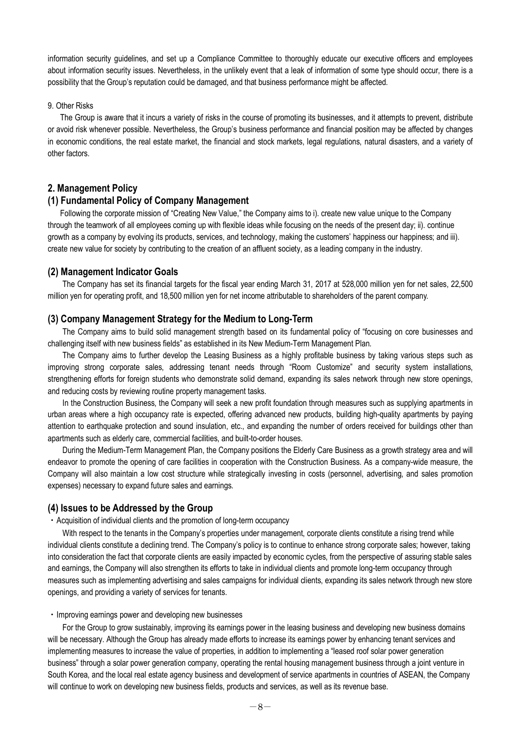information security guidelines, and set up a Compliance Committee to thoroughly educate our executive officers and employees about information security issues. Nevertheless, in the unlikely event that a leak of information of some type should occur, there is a possibility that the Group's reputation could be damaged, and that business performance might be affected.

9. Other Risks

The Group is aware that it incurs a variety of risks in the course of promoting its businesses, and it attempts to prevent, distribute or avoid risk whenever possible. Nevertheless, the Group's business performance and financial position may be affected by changes in economic conditions, the real estate market, the financial and stock markets, legal regulations, natural disasters, and a variety of other factors.

## 2. Management Policy

### (1) Fundamental Policy of Company Management

Following the corporate mission of "Creating New Value," the Company aims to i). create new value unique to the Company through the teamwork of all employees coming up with flexible ideas while focusing on the needs of the present day; ii). continue growth as a company by evolving its products, services, and technology, making the customers' happiness our happiness; and iii). create new value for society by contributing to the creation of an affluent society, as a leading company in the industry.

### (2) Management Indicator Goals

The Company has set its financial targets for the fiscal year ending March 31, 2017 at 528,000 million yen for net sales, 22,500 million yen for operating profit, and 18,500 million yen for net income attributable to shareholders of the parent company.

### (3) Company Management Strategy for the Medium to Long-Term

The Company aims to build solid management strength based on its fundamental policy of "focusing on core businesses and challenging itself with new business fields" as established in its New Medium-Term Management Plan.

The Company aims to further develop the Leasing Business as a highly profitable business by taking various steps such as improving strong corporate sales, addressing tenant needs through "Room Customize" and security system installations, strengthening efforts for foreign students who demonstrate solid demand, expanding its sales network through new store openings, and reducing costs by reviewing routine property management tasks.

In the Construction Business, the Company will seek a new profit foundation through measures such as supplying apartments in urban areas where a high occupancy rate is expected, offering advanced new products, building high-quality apartments by paying attention to earthquake protection and sound insulation, etc., and expanding the number of orders received for buildings other than apartments such as elderly care, commercial facilities, and built-to-order houses.

During the Medium-Term Management Plan, the Company positions the Elderly Care Business as a growth strategy area and will endeavor to promote the opening of care facilities in cooperation with the Construction Business. As a company-wide measure, the Company will also maintain a low cost structure while strategically investing in costs (personnel, advertising, and sales promotion expenses) necessary to expand future sales and earnings.

### (4) Issues to be Addressed by the Group

・Acquisition of individual clients and the promotion of long-term occupancy

With respect to the tenants in the Company's properties under management, corporate clients constitute a rising trend while individual clients constitute a declining trend. The Company's policy is to continue to enhance strong corporate sales; however, taking into consideration the fact that corporate clients are easily impacted by economic cycles, from the perspective of assuring stable sales and earnings, the Company will also strengthen its efforts to take in individual clients and promote long-term occupancy through measures such as implementing advertising and sales campaigns for individual clients, expanding its sales network through new store openings, and providing a variety of services for tenants.

・Improving earnings power and developing new businesses

For the Group to grow sustainably, improving its earnings power in the leasing business and developing new business domains will be necessary. Although the Group has already made efforts to increase its earnings power by enhancing tenant services and implementing measures to increase the value of properties, in addition to implementing a "leased roof solar power generation business" through a solar power generation company, operating the rental housing management business through a joint venture in South Korea, and the local real estate agency business and development of service apartments in countries of ASEAN, the Company will continue to work on developing new business fields, products and services, as well as its revenue base.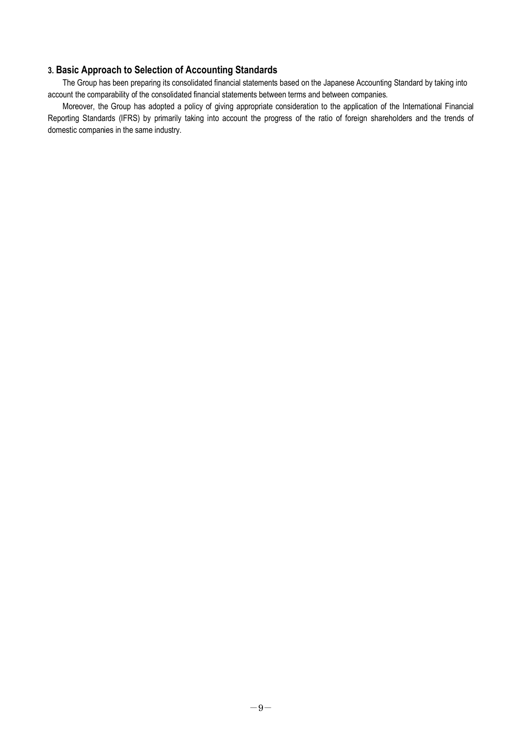## 3. Basic Approach to Selection of Accounting Standards

The Group has been preparing its consolidated financial statements based on the Japanese Accounting Standard by taking into account the comparability of the consolidated financial statements between terms and between companies.

Moreover, the Group has adopted a policy of giving appropriate consideration to the application of the International Financial Reporting Standards (IFRS) by primarily taking into account the progress of the ratio of foreign shareholders and the trends of domestic companies in the same industry.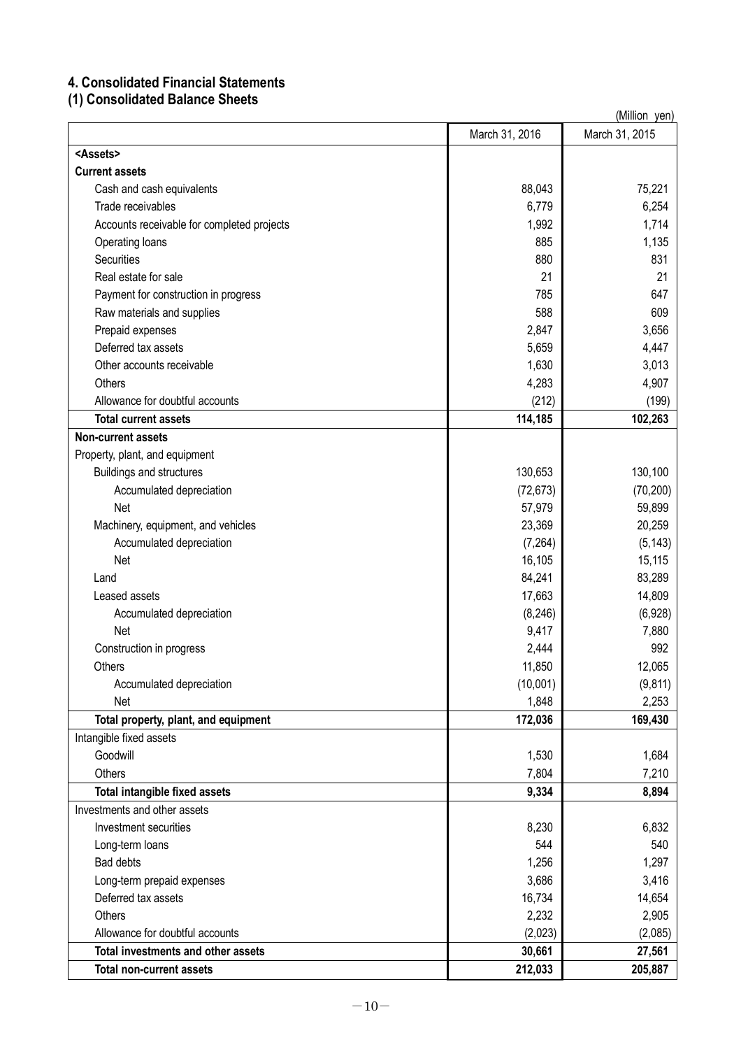## 4. Consolidated Financial Statements

### (1) Consolidated Balance Sheets

(Million yen)

| | March 31, 2016 | March 31, 2015 |
|---|---|---|
| **<Assets>** | | |
| **Current assets** | | |
| Cash and cash equivalents | 88,043 | 75,221 |
| Trade receivables | 6,779 | 6,254 |
| Accounts receivable for completed projects | 1,992 | 1,714 |
| Operating loans | 885 | 1,135 |
| Securities | 880 | 831 |
| Real estate for sale | 21 | 21 |
| Payment for construction in progress | 785 | 647 |
| Raw materials and supplies | 588 | 609 |
| Prepaid expenses | 2,847 | 3,656 |
| Deferred tax assets | 5,659 | 4,447 |
| Other accounts receivable | 1,630 | 3,013 |
| Others | 4,283 | 4,907 |
| Allowance for doubtful accounts | (212) | (199) |
| **Total current assets** | **114,185** | **102,263** |
| **Non-current assets** | | |
| Property, plant, and equipment | | |
| Buildings and structures | 130,653 | 130,100 |
| Accumulated depreciation | (72,673) | (70,200) |
| Net | 57,979 | 59,899 |
| Machinery, equipment, and vehicles | 23,369 | 20,259 |
| Accumulated depreciation | (7,264) | (5,143) |
| Net | 16,105 | 15,115 |
| Land | 84,241 | 83,289 |
| Leased assets | 17,663 | 14,809 |
| Accumulated depreciation | (8,246) | (6,928) |
| Net | 9,417 | 7,880 |
| Construction in progress | 2,444 | 992 |
| Others | 11,850 | 12,065 |
| Accumulated depreciation | (10,001) | (9,811) |
| Net | 1,848 | 2,253 |
| **Total property, plant, and equipment** | **172,036** | **169,430** |
| Intangible fixed assets | | |
| Goodwill | 1,530 | 1,684 |
| Others | 7,804 | 7,210 |
| **Total intangible fixed assets** | **9,334** | **8,894** |
| Investments and other assets | | |
| Investment securities | 8,230 | 6,832 |
| Long-term loans | 544 | 540 |
| Bad debts | 1,256 | 1,297 |
| Long-term prepaid expenses | 3,686 | 3,416 |
| Deferred tax assets | 16,734 | 14,654 |
| Others | 2,232 | 2,905 |
| Allowance for doubtful accounts | (2,023) | (2,085) |
| **Total investments and other assets** | **30,661** | **27,561** |
| **Total non-current assets** | **212,033** | **205,887** |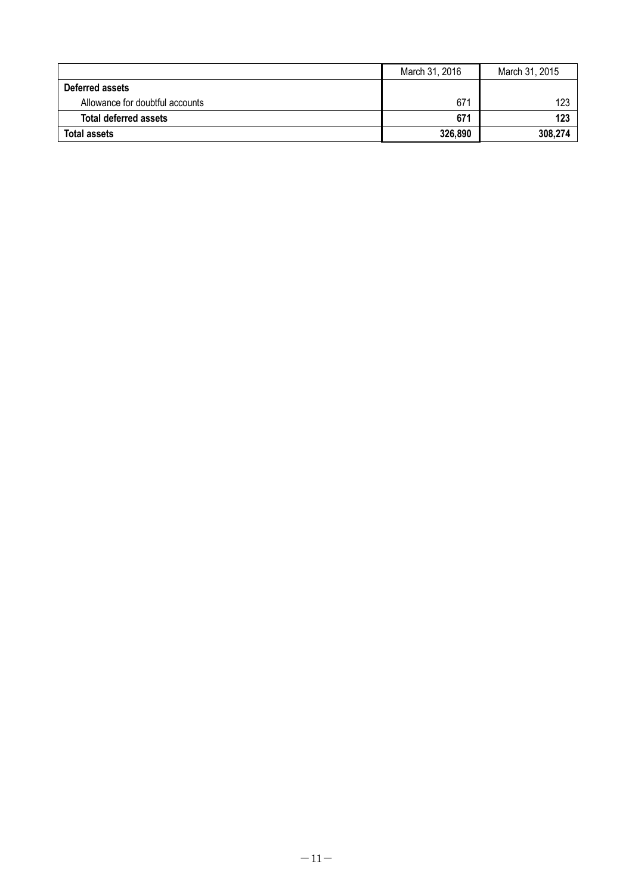| | March 31, 2016 | March 31, 2015 |
| --- | --- | --- |
| **Deferred assets** | | |
| Allowance for doubtful accounts | 671 | 123 |
| **Total deferred assets** | **671** | **123** |
| **Total assets** | **326,890** | **308,274** |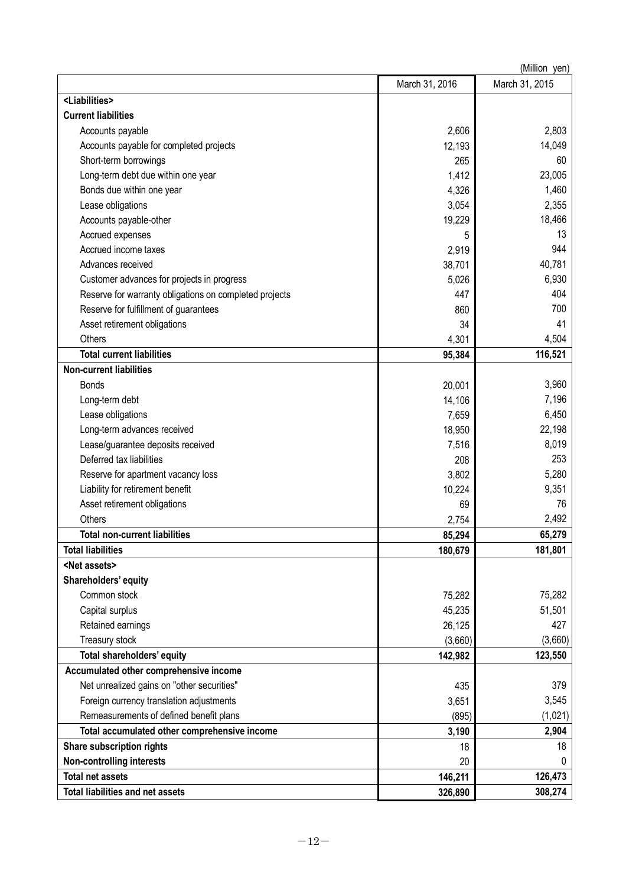(Million yen)

| | March 31, 2016 | March 31, 2015 |
|---|---|---|
| **<Liabilities>** | | |
| **Current liabilities** | | |
| Accounts payable | 2,606 | 2,803 |
| Accounts payable for completed projects | 12,193 | 14,049 |
| Short-term borrowings | 265 | 60 |
| Long-term debt due within one year | 1,412 | 23,005 |
| Bonds due within one year | 4,326 | 1,460 |
| Lease obligations | 3,054 | 2,355 |
| Accounts payable-other | 19,229 | 18,466 |
| Accrued expenses | 5 | 13 |
| Accrued income taxes | 2,919 | 944 |
| Advances received | 38,701 | 40,781 |
| Customer advances for projects in progress | 5,026 | 6,930 |
| Reserve for warranty obligations on completed projects | 447 | 404 |
| Reserve for fulfillment of guarantees | 860 | 700 |
| Asset retirement obligations | 34 | 41 |
| Others | 4,301 | 4,504 |
| **Total current liabilities** | **95,384** | **116,521** |
| **Non-current liabilities** | | |
| Bonds | 20,001 | 3,960 |
| Long-term debt | 14,106 | 7,196 |
| Lease obligations | 7,659 | 6,450 |
| Long-term advances received | 18,950 | 22,198 |
| Lease/guarantee deposits received | 7,516 | 8,019 |
| Deferred tax liabilities | 208 | 253 |
| Reserve for apartment vacancy loss | 3,802 | 5,280 |
| Liability for retirement benefit | 10,224 | 9,351 |
| Asset retirement obligations | 69 | 76 |
| Others | 2,754 | 2,492 |
| **Total non-current liabilities** | **85,294** | **65,279** |
| **Total liabilities** | **180,679** | **181,801** |
| **<Net assets>** | | |
| **Shareholders' equity** | | |
| Common stock | 75,282 | 75,282 |
| Capital surplus | 45,235 | 51,501 |
| Retained earnings | 26,125 | 427 |
| Treasury stock | (3,660) | (3,660) |
| **Total shareholders' equity** | **142,982** | **123,550** |
| **Accumulated other comprehensive income** | | |
| Net unrealized gains on "other securities" | 435 | 379 |
| Foreign currency translation adjustments | 3,651 | 3,545 |
| Remeasurements of defined benefit plans | (895) | (1,021) |
| **Total accumulated other comprehensive income** | **3,190** | **2,904** |
| **Share subscription rights** | 18 | 18 |
| **Non-controlling interests** | 20 | 0 |
| **Total net assets** | **146,211** | **126,473** |
| **Total liabilities and net assets** | **326,890** | **308,274** |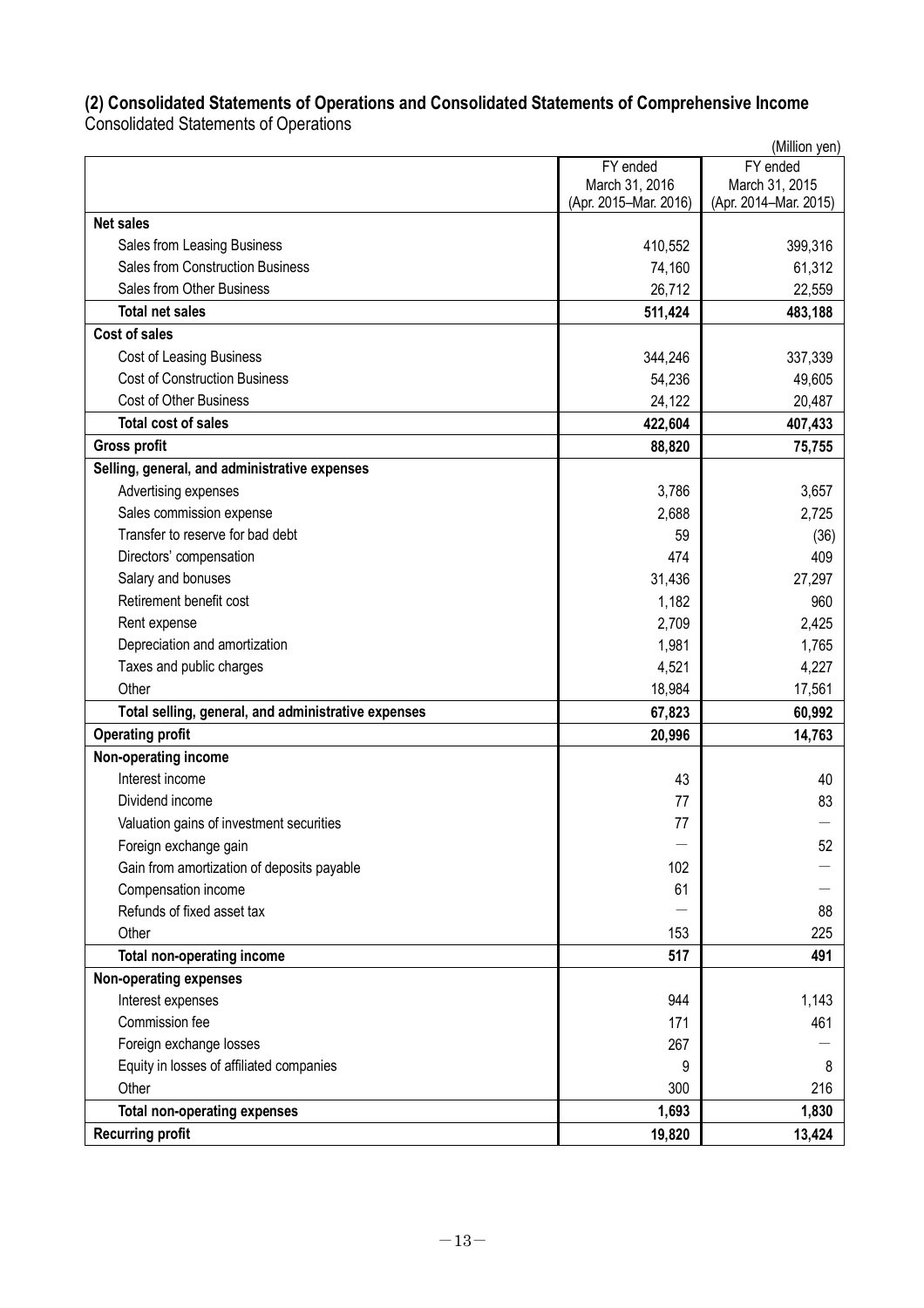### (2) Consolidated Statements of Operations and Consolidated Statements of Comprehensive Income

Consolidated Statements of Operations

(Million yen)

| | FY ended March 31, 2016 (Apr. 2015–Mar. 2016) | FY ended March 31, 2015 (Apr. 2014–Mar. 2015) |
|---|---|---|
| **Net sales** | | |
| Sales from Leasing Business | 410,552 | 399,316 |
| Sales from Construction Business | 74,160 | 61,312 |
| Sales from Other Business | 26,712 | 22,559 |
| **Total net sales** | **511,424** | **483,188** |
| **Cost of sales** | | |
| Cost of Leasing Business | 344,246 | 337,339 |
| Cost of Construction Business | 54,236 | 49,605 |
| Cost of Other Business | 24,122 | 20,487 |
| **Total cost of sales** | **422,604** | **407,433** |
| **Gross profit** | **88,820** | **75,755** |
| **Selling, general, and administrative expenses** | | |
| Advertising expenses | 3,786 | 3,657 |
| Sales commission expense | 2,688 | 2,725 |
| Transfer to reserve for bad debt | 59 | (36) |
| Directors' compensation | 474 | 409 |
| Salary and bonuses | 31,436 | 27,297 |
| Retirement benefit cost | 1,182 | 960 |
| Rent expense | 2,709 | 2,425 |
| Depreciation and amortization | 1,981 | 1,765 |
| Taxes and public charges | 4,521 | 4,227 |
| Other | 18,984 | 17,561 |
| **Total selling, general, and administrative expenses** | **67,823** | **60,992** |
| **Operating profit** | **20,996** | **14,763** |
| **Non-operating income** | | |
| Interest income | 43 | 40 |
| Dividend income | 77 | 83 |
| Valuation gains of investment securities | 77 | — |
| Foreign exchange gain | — | 52 |
| Gain from amortization of deposits payable | 102 | — |
| Compensation income | 61 | — |
| Refunds of fixed asset tax | — | 88 |
| Other | 153 | 225 |
| **Total non-operating income** | **517** | **491** |
| **Non-operating expenses** | | |
| Interest expenses | 944 | 1,143 |
| Commission fee | 171 | 461 |
| Foreign exchange losses | 267 | — |
| Equity in losses of affiliated companies | 9 | 8 |
| Other | 300 | 216 |
| **Total non-operating expenses** | **1,693** | **1,830** |
| **Recurring profit** | **19,820** | **13,424** |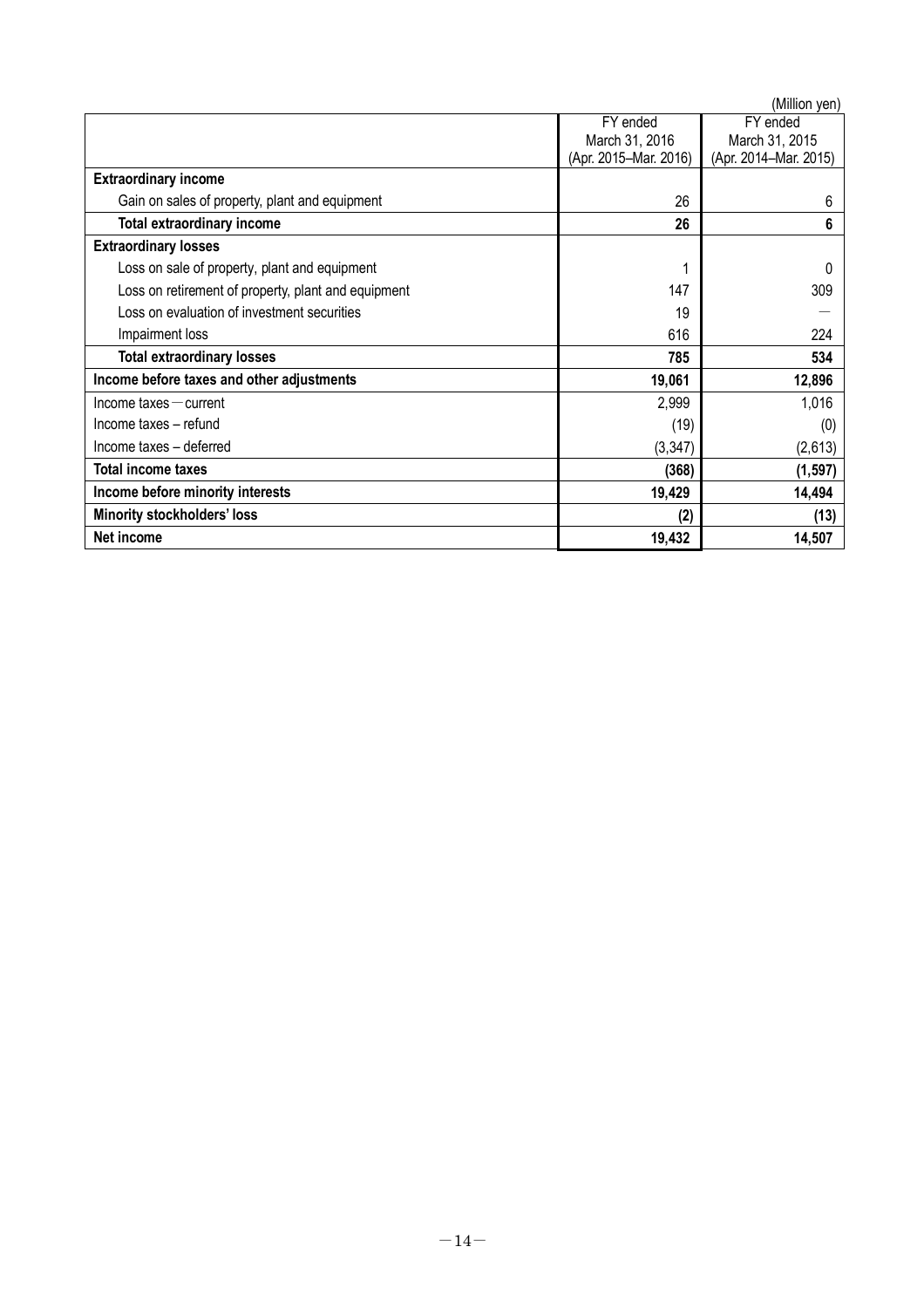(Million yen)

| | FY ended March 31, 2016 (Apr. 2015–Mar. 2016) | FY ended March 31, 2015 (Apr. 2014–Mar. 2015) |
|---|---|---|
| **Extraordinary income** | | |
| Gain on sales of property, plant and equipment | 26 | 6 |
| **Total extraordinary income** | **26** | **6** |
| **Extraordinary losses** | | |
| Loss on sale of property, plant and equipment | 1 | 0 |
| Loss on retirement of property, plant and equipment | 147 | 309 |
| Loss on evaluation of investment securities | 19 | — |
| Impairment loss | 616 | 224 |
| **Total extraordinary losses** | **785** | **534** |
| **Income before taxes and other adjustments** | **19,061** | **12,896** |
| Income taxes — current | 2,999 | 1,016 |
| Income taxes – refund | (19) | (0) |
| Income taxes – deferred | (3,347) | (2,613) |
| **Total income taxes** | **(368)** | **(1,597)** |
| **Income before minority interests** | **19,429** | **14,494** |
| **Minority stockholders' loss** | **(2)** | **(13)** |
| **Net income** | **19,432** | **14,507** |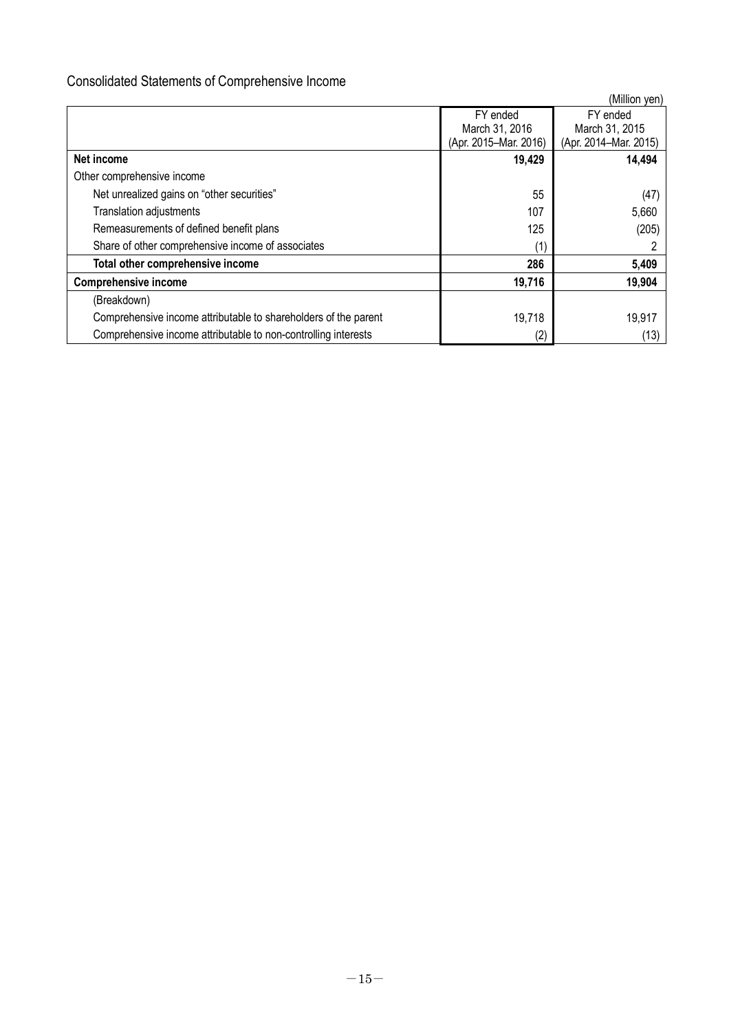## Consolidated Statements of Comprehensive Income

(Million yen)

| | FY ended March 31, 2016 (Apr. 2015–Mar. 2016) | FY ended March 31, 2015 (Apr. 2014–Mar. 2015) |
|---|---|---|
| **Net income** | **19,429** | **14,494** |
| Other comprehensive income | | |
| Net unrealized gains on "other securities" | 55 | (47) |
| Translation adjustments | 107 | 5,660 |
| Remeasurements of defined benefit plans | 125 | (205) |
| Share of other comprehensive income of associates | (1) | 2 |
| **Total other comprehensive income** | **286** | **5,409** |
| **Comprehensive income** | **19,716** | **19,904** |
| (Breakdown) | | |
| Comprehensive income attributable to shareholders of the parent | 19,718 | 19,917 |
| Comprehensive income attributable to non-controlling interests | (2) | (13) |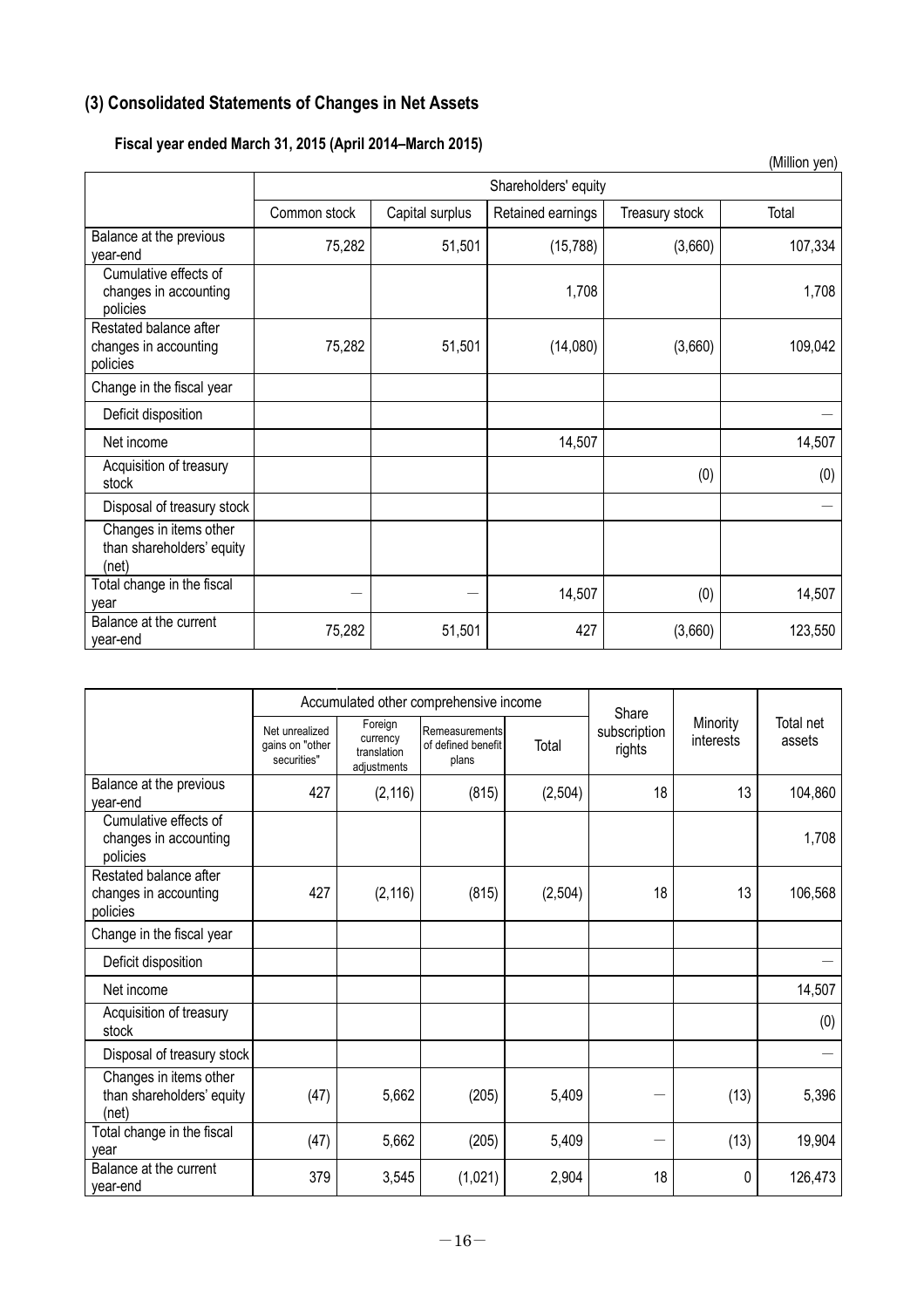## (3) Consolidated Statements of Changes in Net Assets

### Fiscal year ended March 31, 2015 (April 2014–March 2015)

(Million yen)

| | Shareholders' equity | | | | |
|---|---|---|---|---|---|
| | Common stock | Capital surplus | Retained earnings | Treasury stock | Total |
| Balance at the previous year-end | 75,282 | 51,501 | (15,788) | (3,660) | 107,334 |
| Cumulative effects of changes in accounting policies | | | 1,708 | | 1,708 |
| Restated balance after changes in accounting policies | 75,282 | 51,501 | (14,080) | (3,660) | 109,042 |
| Change in the fiscal year | | | | | |
| Deficit disposition | | | | | — |
| Net income | | | 14,507 | | 14,507 |
| Acquisition of treasury stock | | | | (0) | (0) |
| Disposal of treasury stock | | | | | — |
| Changes in items other than shareholders' equity (net) | | | | | |
| Total change in the fiscal year | — | — | 14,507 | (0) | 14,507 |
| Balance at the current year-end | 75,282 | 51,501 | 427 | (3,660) | 123,550 |

| | Accumulated other comprehensive income | | | | Share subscription rights | Minority interests | Total net assets |
|---|---|---|---|---|---|---|---|
| | Net unrealized gains on "other securities" | Foreign currency translation adjustments | Remeasurements of defined benefit plans | Total | | | |
| Balance at the previous year-end | 427 | (2,116) | (815) | (2,504) | 18 | 13 | 104,860 |
| Cumulative effects of changes in accounting policies | | | | | | | 1,708 |
| Restated balance after changes in accounting policies | 427 | (2,116) | (815) | (2,504) | 18 | 13 | 106,568 |
| Change in the fiscal year | | | | | | | |
| Deficit disposition | | | | | | | — |
| Net income | | | | | | | 14,507 |
| Acquisition of treasury stock | | | | | | | (0) |
| Disposal of treasury stock | | | | | | | — |
| Changes in items other than shareholders' equity (net) | (47) | 5,662 | (205) | 5,409 | — | (13) | 5,396 |
| Total change in the fiscal year | (47) | 5,662 | (205) | 5,409 | — | (13) | 19,904 |
| Balance at the current year-end | 379 | 3,545 | (1,021) | 2,904 | 18 | 0 | 126,473 |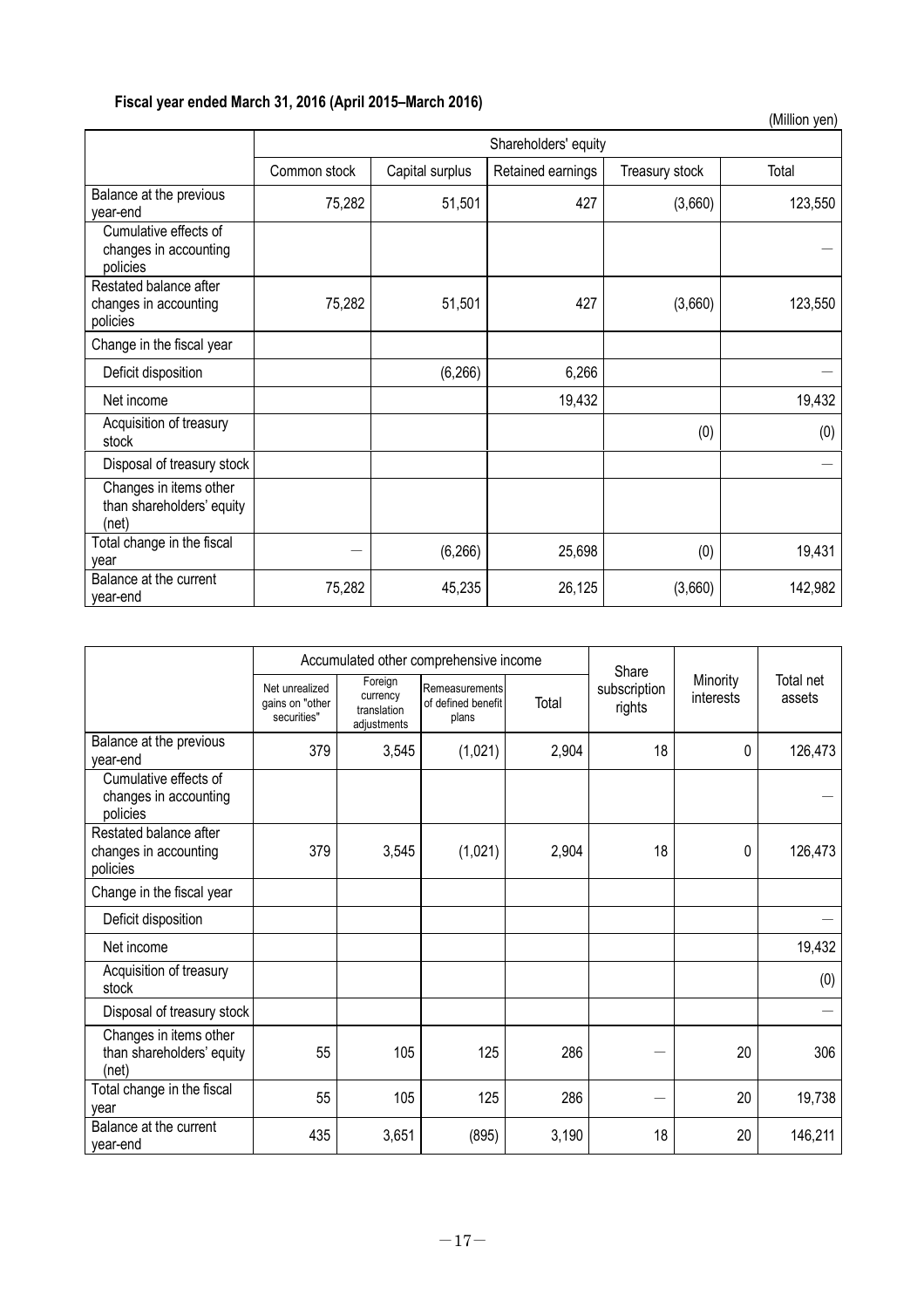**Fiscal year ended March 31, 2016 (April 2015–March 2016)**

(Million yen)

| | Shareholders' equity | | | | |
|---|---|---|---|---|---|
| | Common stock | Capital surplus | Retained earnings | Treasury stock | Total |
| Balance at the previous year-end | 75,282 | 51,501 | 427 | (3,660) | 123,550 |
| Cumulative effects of changes in accounting policies | | | | | — |
| Restated balance after changes in accounting policies | 75,282 | 51,501 | 427 | (3,660) | 123,550 |
| Change in the fiscal year | | | | | |
| Deficit disposition | | (6,266) | 6,266 | | — |
| Net income | | | 19,432 | | 19,432 |
| Acquisition of treasury stock | | | | (0) | (0) |
| Disposal of treasury stock | | | | | — |
| Changes in items other than shareholders' equity (net) | | | | | |
| Total change in the fiscal year | — | (6,266) | 25,698 | (0) | 19,431 |
| Balance at the current year-end | 75,282 | 45,235 | 26,125 | (3,660) | 142,982 |

| | Accumulated other comprehensive income | | | | Share subscription rights | Minority interests | Total net assets |
|---|---|---|---|---|---|---|---|
| | Net unrealized gains on "other securities" | Foreign currency translation adjustments | Remeasurements of defined benefit plans | Total | | | |
| Balance at the previous year-end | 379 | 3,545 | (1,021) | 2,904 | 18 | 0 | 126,473 |
| Cumulative effects of changes in accounting policies | | | | | | | — |
| Restated balance after changes in accounting policies | 379 | 3,545 | (1,021) | 2,904 | 18 | 0 | 126,473 |
| Change in the fiscal year | | | | | | | |
| Deficit disposition | | | | | | | — |
| Net income | | | | | | | 19,432 |
| Acquisition of treasury stock | | | | | | | (0) |
| Disposal of treasury stock | | | | | | | — |
| Changes in items other than shareholders' equity (net) | 55 | 105 | 125 | 286 | — | 20 | 306 |
| Total change in the fiscal year | 55 | 105 | 125 | 286 | — | 20 | 19,738 |
| Balance at the current year-end | 435 | 3,651 | (895) | 3,190 | 18 | 20 | 146,211 |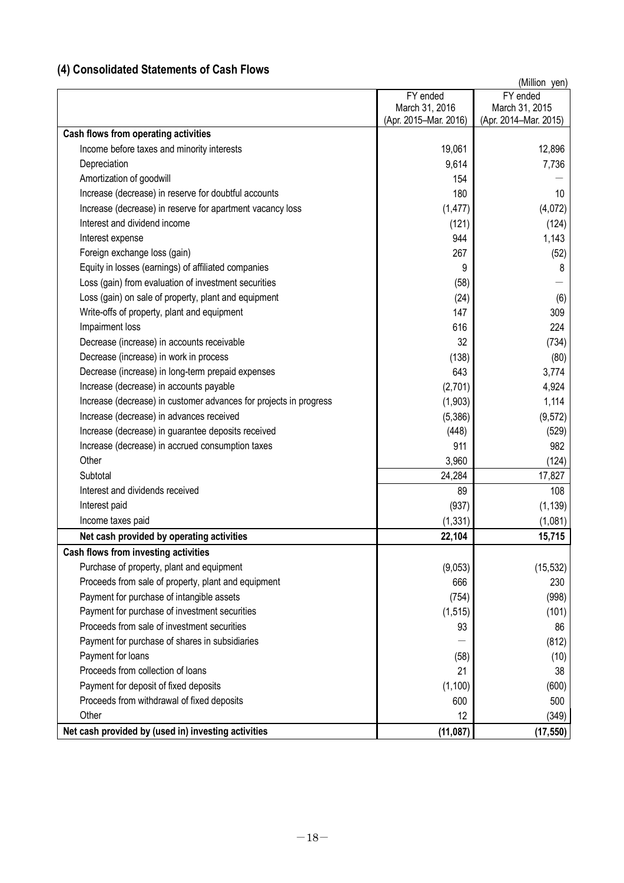## (4) Consolidated Statements of Cash Flows

(Million yen)

| | FY ended March 31, 2016 (Apr. 2015–Mar. 2016) | FY ended March 31, 2015 (Apr. 2014–Mar. 2015) |
|---|---|---|
| **Cash flows from operating activities** | | |
| Income before taxes and minority interests | 19,061 | 12,896 |
| Depreciation | 9,614 | 7,736 |
| Amortization of goodwill | 154 | — |
| Increase (decrease) in reserve for doubtful accounts | 180 | 10 |
| Increase (decrease) in reserve for apartment vacancy loss | (1,477) | (4,072) |
| Interest and dividend income | (121) | (124) |
| Interest expense | 944 | 1,143 |
| Foreign exchange loss (gain) | 267 | (52) |
| Equity in losses (earnings) of affiliated companies | 9 | 8 |
| Loss (gain) from evaluation of investment securities | (58) | — |
| Loss (gain) on sale of property, plant and equipment | (24) | (6) |
| Write-offs of property, plant and equipment | 147 | 309 |
| Impairment loss | 616 | 224 |
| Decrease (increase) in accounts receivable | 32 | (734) |
| Decrease (increase) in work in process | (138) | (80) |
| Decrease (increase) in long-term prepaid expenses | 643 | 3,774 |
| Increase (decrease) in accounts payable | (2,701) | 4,924 |
| Increase (decrease) in customer advances for projects in progress | (1,903) | 1,114 |
| Increase (decrease) in advances received | (5,386) | (9,572) |
| Increase (decrease) in guarantee deposits received | (448) | (529) |
| Increase (decrease) in accrued consumption taxes | 911 | 982 |
| Other | 3,960 | (124) |
| Subtotal | 24,284 | 17,827 |
| Interest and dividends received | 89 | 108 |
| Interest paid | (937) | (1,139) |
| Income taxes paid | (1,331) | (1,081) |
| **Net cash provided by operating activities** | **22,104** | **15,715** |
| **Cash flows from investing activities** | | |
| Purchase of property, plant and equipment | (9,053) | (15,532) |
| Proceeds from sale of property, plant and equipment | 666 | 230 |
| Payment for purchase of intangible assets | (754) | (998) |
| Payment for purchase of investment securities | (1,515) | (101) |
| Proceeds from sale of investment securities | 93 | 86 |
| Payment for purchase of shares in subsidiaries | — | (812) |
| Payment for loans | (58) | (10) |
| Proceeds from collection of loans | 21 | 38 |
| Payment for deposit of fixed deposits | (1,100) | (600) |
| Proceeds from withdrawal of fixed deposits | 600 | 500 |
| Other | 12 | (349) |
| **Net cash provided by (used in) investing activities** | **(11,087)** | **(17,550)** |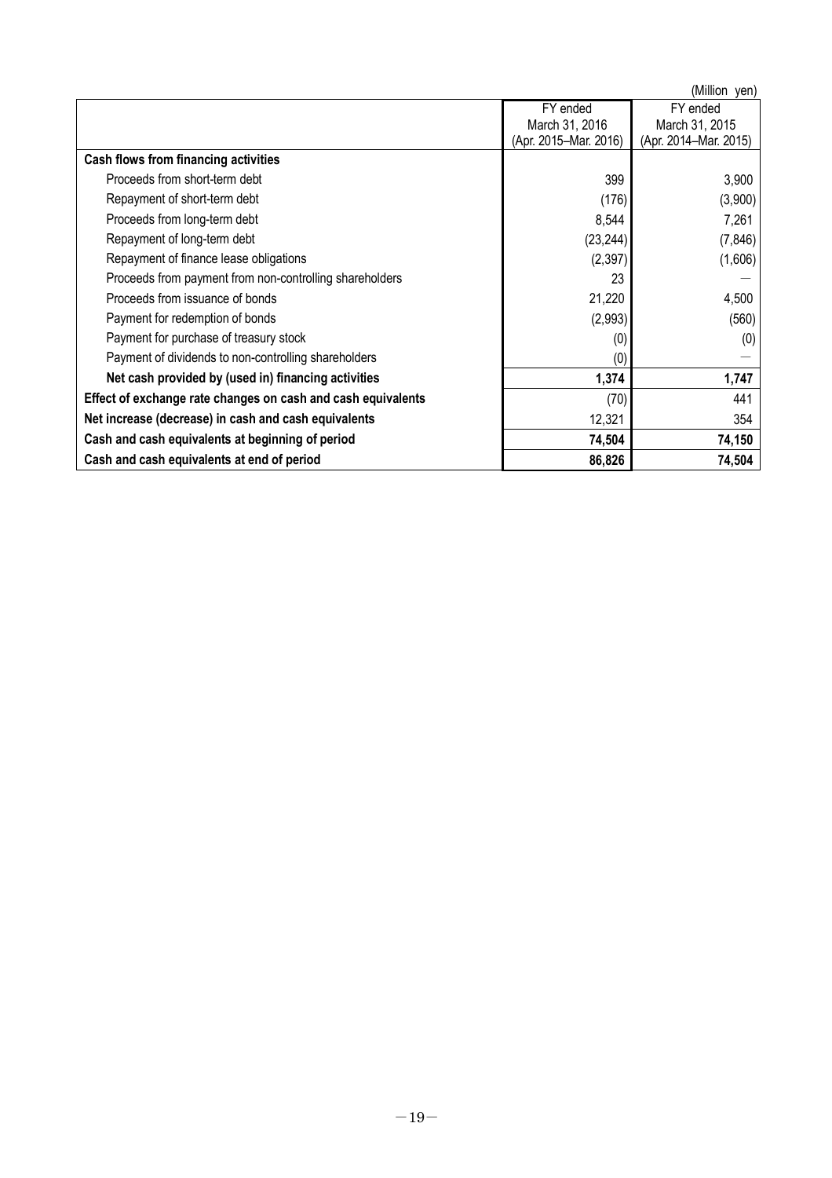(Million yen)

| | FY ended March 31, 2016 (Apr. 2015–Mar. 2016) | FY ended March 31, 2015 (Apr. 2014–Mar. 2015) |
|---|---|---|
| **Cash flows from financing activities** | | |
| Proceeds from short-term debt | 399 | 3,900 |
| Repayment of short-term debt | (176) | (3,900) |
| Proceeds from long-term debt | 8,544 | 7,261 |
| Repayment of long-term debt | (23,244) | (7,846) |
| Repayment of finance lease obligations | (2,397) | (1,606) |
| Proceeds from payment from non-controlling shareholders | 23 | — |
| Proceeds from issuance of bonds | 21,220 | 4,500 |
| Payment for redemption of bonds | (2,993) | (560) |
| Payment for purchase of treasury stock | (0) | (0) |
| Payment of dividends to non-controlling shareholders | (0) | — |
| **Net cash provided by (used in) financing activities** | **1,374** | **1,747** |
| **Effect of exchange rate changes on cash and cash equivalents** | (70) | 441 |
| **Net increase (decrease) in cash and cash equivalents** | 12,321 | 354 |
| **Cash and cash equivalents at beginning of period** | **74,504** | **74,150** |
| **Cash and cash equivalents at end of period** | **86,826** | **74,504** |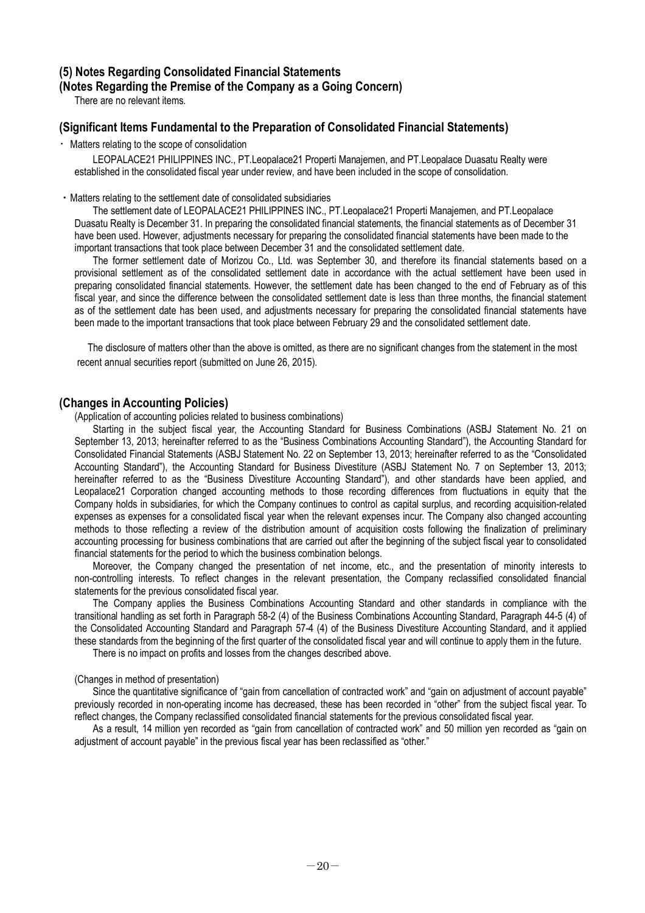## (5) Notes Regarding Consolidated Financial Statements

### (Notes Regarding the Premise of the Company as a Going Concern)

There are no relevant items.

### (Significant Items Fundamental to the Preparation of Consolidated Financial Statements)

・ Matters relating to the scope of consolidation

LEOPALACE21 PHILIPPINES INC., PT.Leopalace21 Properti Manajemen, and PT.Leopalace Duasatu Realty were established in the consolidated fiscal year under review, and have been included in the scope of consolidation.

・Matters relating to the settlement date of consolidated subsidiaries

The settlement date of LEOPALACE21 PHILIPPINES INC., PT.Leopalace21 Properti Manajemen, and PT.Leopalace Duasatu Realty is December 31. In preparing the consolidated financial statements, the financial statements as of December 31 have been used. However, adjustments necessary for preparing the consolidated financial statements have been made to the important transactions that took place between December 31 and the consolidated settlement date.

The former settlement date of Morizou Co., Ltd. was September 30, and therefore its financial statements based on a provisional settlement as of the consolidated settlement date in accordance with the actual settlement have been used in preparing consolidated financial statements. However, the settlement date has been changed to the end of February as of this fiscal year, and since the difference between the consolidated settlement date is less than three months, the financial statement as of the settlement date has been used, and adjustments necessary for preparing the consolidated financial statements have been made to the important transactions that took place between February 29 and the consolidated settlement date.

The disclosure of matters other than the above is omitted, as there are no significant changes from the statement in the most recent annual securities report (submitted on June 26, 2015).

### (Changes in Accounting Policies)

(Application of accounting policies related to business combinations)

Starting in the subject fiscal year, the Accounting Standard for Business Combinations (ASBJ Statement No. 21 on September 13, 2013; hereinafter referred to as the "Business Combinations Accounting Standard"), the Accounting Standard for Consolidated Financial Statements (ASBJ Statement No. 22 on September 13, 2013; hereinafter referred to as the "Consolidated Accounting Standard"), the Accounting Standard for Business Divestiture (ASBJ Statement No. 7 on September 13, 2013; hereinafter referred to as the "Business Divestiture Accounting Standard"), and other standards have been applied, and Leopalace21 Corporation changed accounting methods to those recording differences from fluctuations in equity that the Company holds in subsidiaries, for which the Company continues to control as capital surplus, and recording acquisition-related expenses as expenses for a consolidated fiscal year when the relevant expenses incur. The Company also changed accounting methods to those reflecting a review of the distribution amount of acquisition costs following the finalization of preliminary accounting processing for business combinations that are carried out after the beginning of the subject fiscal year to consolidated financial statements for the period to which the business combination belongs.

Moreover, the Company changed the presentation of net income, etc., and the presentation of minority interests to non-controlling interests. To reflect changes in the relevant presentation, the Company reclassified consolidated financial statements for the previous consolidated fiscal year.

The Company applies the Business Combinations Accounting Standard and other standards in compliance with the transitional handling as set forth in Paragraph 58-2 (4) of the Business Combinations Accounting Standard, Paragraph 44-5 (4) of the Consolidated Accounting Standard and Paragraph 57-4 (4) of the Business Divestiture Accounting Standard, and it applied these standards from the beginning of the first quarter of the consolidated fiscal year and will continue to apply them in the future.

There is no impact on profits and losses from the changes described above.

(Changes in method of presentation)

Since the quantitative significance of "gain from cancellation of contracted work" and "gain on adjustment of account payable" previously recorded in non-operating income has decreased, these has been recorded in "other" from the subject fiscal year. To reflect changes, the Company reclassified consolidated financial statements for the previous consolidated fiscal year.

As a result, 14 million yen recorded as "gain from cancellation of contracted work" and 50 million yen recorded as "gain on adjustment of account payable" in the previous fiscal year has been reclassified as "other."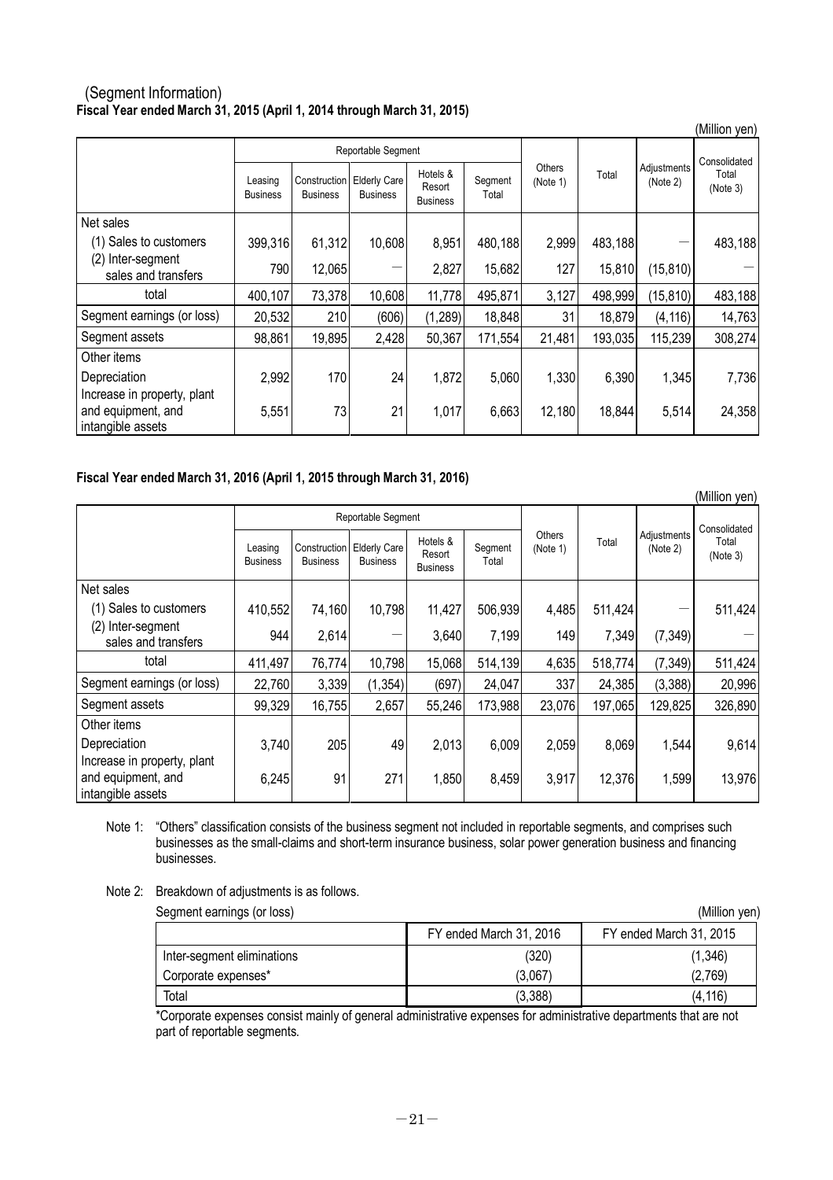(Segment Information)

**Fiscal Year ended March 31, 2015 (April 1, 2014 through March 31, 2015)**

(Million yen)

| | Reportable Segment | | | | | Others (Note 1) | Total | Adjustments (Note 2) | Consolidated Total (Note 3) |
|---|---|---|---|---|---|---|---|---|---|
| | Leasing Business | Construction Business | Elderly Care Business | Hotels & Resort Business | Segment Total | | | | |
| Net sales | | | | | | | | | |
| (1) Sales to customers | 399,316 | 61,312 | 10,608 | 8,951 | 480,188 | 2,999 | 483,188 | — | 483,188 |
| (2) Inter-segment sales and transfers | 790 | 12,065 | — | 2,827 | 15,682 | 127 | 15,810 | (15,810) | — |
| total | 400,107 | 73,378 | 10,608 | 11,778 | 495,871 | 3,127 | 498,999 | (15,810) | 483,188 |
| Segment earnings (or loss) | 20,532 | 210 | (606) | (1,289) | 18,848 | 31 | 18,879 | (4,116) | 14,763 |
| Segment assets | 98,861 | 19,895 | 2,428 | 50,367 | 171,554 | 21,481 | 193,035 | 115,239 | 308,274 |
| Other items | | | | | | | | | |
| Depreciation | 2,992 | 170 | 24 | 1,872 | 5,060 | 1,330 | 6,390 | 1,345 | 7,736 |
| Increase in property, plant and equipment, and intangible assets | 5,551 | 73 | 21 | 1,017 | 6,663 | 12,180 | 18,844 | 5,514 | 24,358 |

**Fiscal Year ended March 31, 2016 (April 1, 2015 through March 31, 2016)**

(Million yen)

| | Reportable Segment | | | | | Others (Note 1) | Total | Adjustments (Note 2) | Consolidated Total (Note 3) |
|---|---|---|---|---|---|---|---|---|---|
| | Leasing Business | Construction Business | Elderly Care Business | Hotels & Resort Business | Segment Total | | | | |
| Net sales | | | | | | | | | |
| (1) Sales to customers | 410,552 | 74,160 | 10,798 | 11,427 | 506,939 | 4,485 | 511,424 | — | 511,424 |
| (2) Inter-segment sales and transfers | 944 | 2,614 | — | 3,640 | 7,199 | 149 | 7,349 | (7,349) | — |
| total | 411,497 | 76,774 | 10,798 | 15,068 | 514,139 | 4,635 | 518,774 | (7,349) | 511,424 |
| Segment earnings (or loss) | 22,760 | 3,339 | (1,354) | (697) | 24,047 | 337 | 24,385 | (3,388) | 20,996 |
| Segment assets | 99,329 | 16,755 | 2,657 | 55,246 | 173,988 | 23,076 | 197,065 | 129,825 | 326,890 |
| Other items | | | | | | | | | |
| Depreciation | 3,740 | 205 | 49 | 2,013 | 6,009 | 2,059 | 8,069 | 1,544 | 9,614 |
| Increase in property, plant and equipment, and intangible assets | 6,245 | 91 | 271 | 1,850 | 8,459 | 3,917 | 12,376 | 1,599 | 13,976 |

Note 1: "Others" classification consists of the business segment not included in reportable segments, and comprises such businesses as the small-claims and short-term insurance business, solar power generation business and financing businesses.

Note 2: Breakdown of adjustments is as follows.

Segment earnings (or loss) (Million yen)

| | FY ended March 31, 2016 | FY ended March 31, 2015 |
|---|---|---|
| Inter-segment eliminations | (320) | (1,346) |
| Corporate expenses* | (3,067) | (2,769) |
| Total | (3,388) | (4,116) |

*Corporate expenses consist mainly of general administrative expenses for administrative departments that are not part of reportable segments.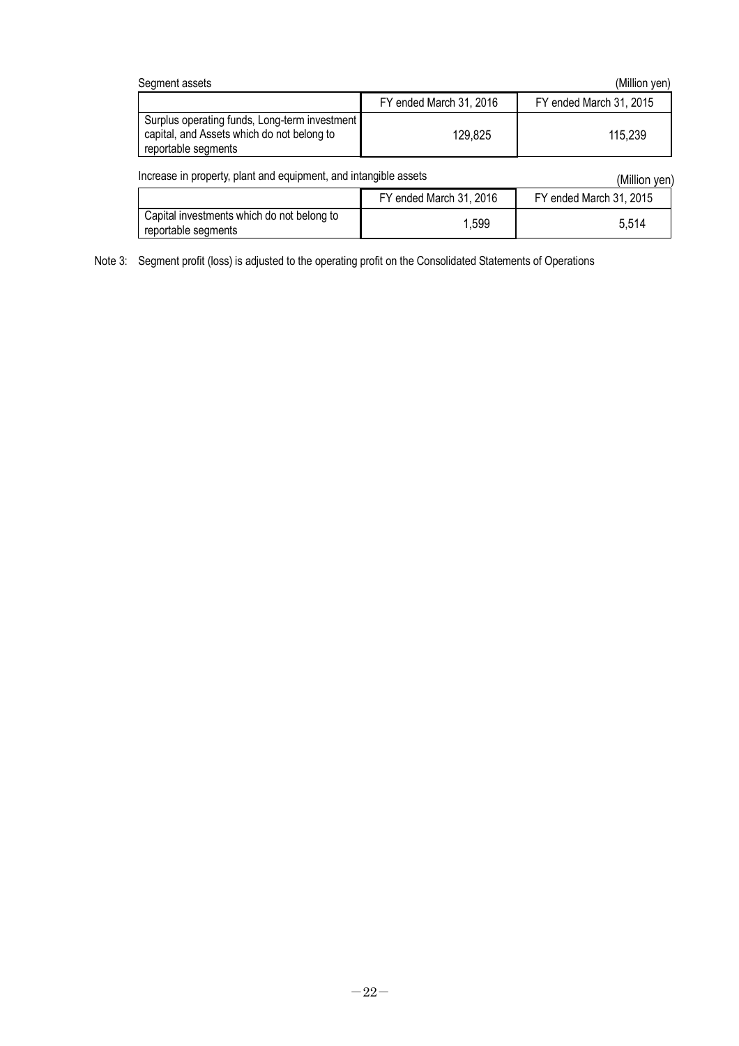Segment assets

(Million yen)

| | FY ended March 31, 2016 | FY ended March 31, 2015 |
|---|---|---|
| Surplus operating funds, Long-term investment capital, and Assets which do not belong to reportable segments | 129,825 | 115,239 |

Increase in property, plant and equipment, and intangible assets

(Million yen)

| | FY ended March 31, 2016 | FY ended March 31, 2015 |
|---|---|---|
| Capital investments which do not belong to reportable segments | 1,599 | 5,514 |

Note 3: Segment profit (loss) is adjusted to the operating profit on the Consolidated Statements of Operations